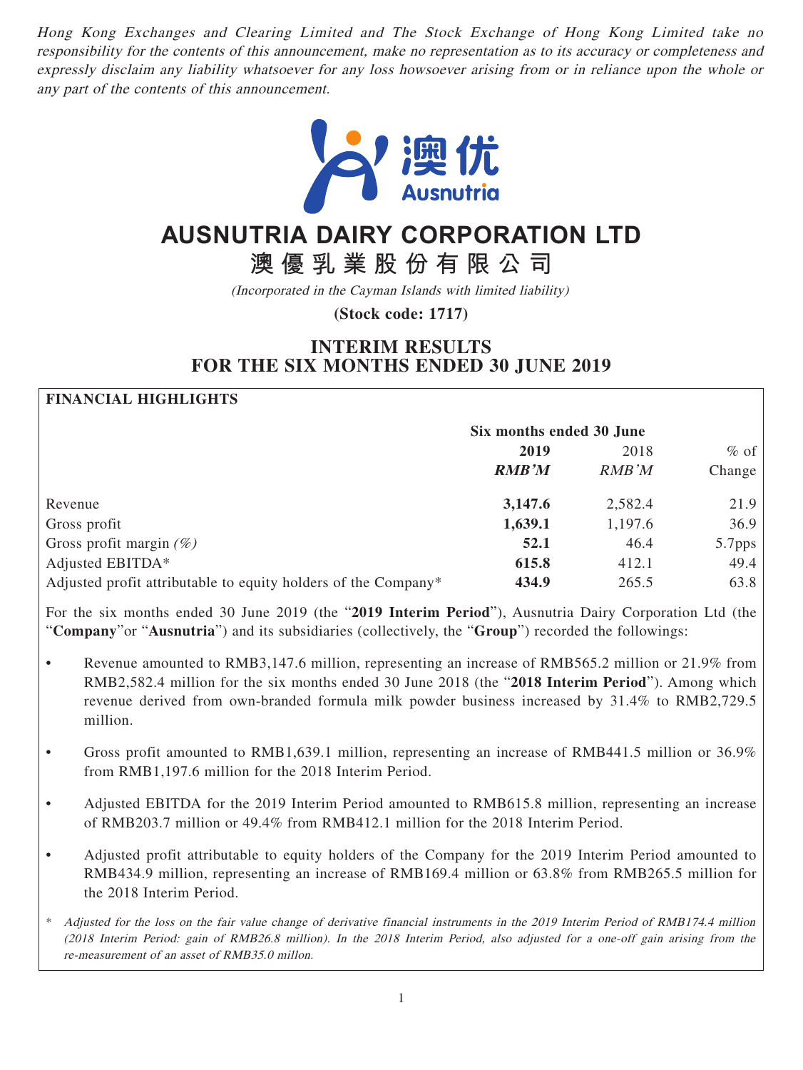*Hong Kong Exchanges and Clearing Limited and The Stock Exchange of Hong Kong Limited take no responsibility for the contents of this announcement, make no representation as to its accuracy or completeness and expressly disclaim any liability whatsoever for any loss howsoever arising from or in reliance upon the whole or any part of the contents of this announcement.*

# AUSNUTRIA DAIRY CORPORATION LTD

# 澳優乳業股份有限公司

*(Incorporated in the Cayman Islands with limited liability)*

**(Stock code: 1717)**

## INTERIM RESULTS FOR THE SIX MONTHS ENDED 30 JUNE 2019

**FINANCIAL HIGHLIGHTS**

| | Six months ended 30 June | | |
|---|---|---|---|
| | **2019** | 2018 | % of |
| | ***RMB'M*** | *RMB'M* | Change |
| Revenue | **3,147.6** | 2,582.4 | 21.9 |
| Gross profit | **1,639.1** | 1,197.6 | 36.9 |
| Gross profit margin *(%)* | **52.1** | 46.4 | 5.7pps |
| Adjusted EBITDA* | **615.8** | 412.1 | 49.4 |
| Adjusted profit attributable to equity holders of the Company* | **434.9** | 265.5 | 63.8 |

For the six months ended 30 June 2019 (the "**2019 Interim Period**"), Ausnutria Dairy Corporation Ltd (the "**Company**"or "**Ausnutria**") and its subsidiaries (collectively, the "**Group**") recorded the followings:

- Revenue amounted to RMB3,147.6 million, representing an increase of RMB565.2 million or 21.9% from RMB2,582.4 million for the six months ended 30 June 2018 (the "**2018 Interim Period**"). Among which revenue derived from own-branded formula milk powder business increased by 31.4% to RMB2,729.5 million.
- Gross profit amounted to RMB1,639.1 million, representing an increase of RMB441.5 million or 36.9% from RMB1,197.6 million for the 2018 Interim Period.
- Adjusted EBITDA for the 2019 Interim Period amounted to RMB615.8 million, representing an increase of RMB203.7 million or 49.4% from RMB412.1 million for the 2018 Interim Period.
- Adjusted profit attributable to equity holders of the Company for the 2019 Interim Period amounted to RMB434.9 million, representing an increase of RMB169.4 million or 63.8% from RMB265.5 million for the 2018 Interim Period.

\* *Adjusted for the loss on the fair value change of derivative financial instruments in the 2019 Interim Period of RMB174.4 million (2018 Interim Period: gain of RMB26.8 million). In the 2018 Interim Period, also adjusted for a one-off gain arising from the re-measurement of an asset of RMB35.0 millon.*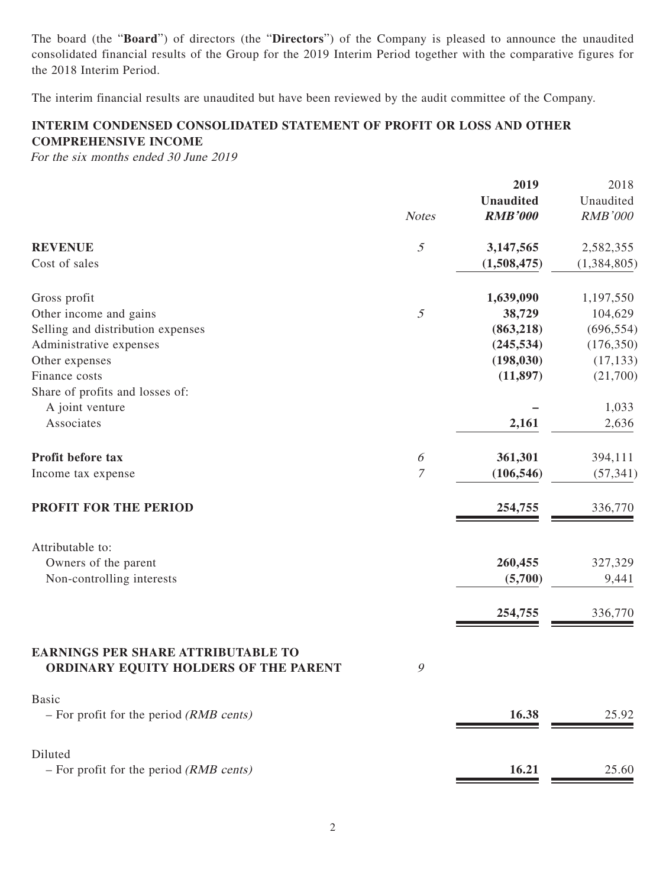The board (the "**Board**") of directors (the "**Directors**") of the Company is pleased to announce the unaudited consolidated financial results of the Group for the 2019 Interim Period together with the comparative figures for the 2018 Interim Period.

The interim financial results are unaudited but have been reviewed by the audit committee of the Company.

## INTERIM CONDENSED CONSOLIDATED STATEMENT OF PROFIT OR LOSS AND OTHER COMPREHENSIVE INCOME

*For the six months ended 30 June 2019*

| | *Notes* | **2019**<br>**Unaudited**<br>***RMB'000*** | 2018<br>Unaudited<br>*RMB'000* |
|---|---|---|---|
| **REVENUE** | *5* | **3,147,565** | 2,582,355 |
| Cost of sales | | **(1,508,475)** | (1,384,805) |
| Gross profit | | **1,639,090** | 1,197,550 |
| Other income and gains | *5* | **38,729** | 104,629 |
| Selling and distribution expenses | | **(863,218)** | (696,554) |
| Administrative expenses | | **(245,534)** | (176,350) |
| Other expenses | | **(198,030)** | (17,133) |
| Finance costs | | **(11,897)** | (21,700) |
| Share of profits and losses of: | | | |
| A joint venture | | **–** | 1,033 |
| Associates | | **2,161** | 2,636 |
| **Profit before tax** | *6* | **361,301** | 394,111 |
| Income tax expense | *7* | **(106,546)** | (57,341) |
| **PROFIT FOR THE PERIOD** | | **254,755** | 336,770 |
| Attributable to: | | | |
| Owners of the parent | | **260,455** | 327,329 |
| Non-controlling interests | | **(5,700)** | 9,441 |
| | | **254,755** | 336,770 |
| **EARNINGS PER SHARE ATTRIBUTABLE TO ORDINARY EQUITY HOLDERS OF THE PARENT** | *9* | | |
| Basic | | | |
| – For profit for the period *(RMB cents)* | | **16.38** | 25.92 |
| Diluted | | | |
| – For profit for the period *(RMB cents)* | | **16.21** | 25.60 |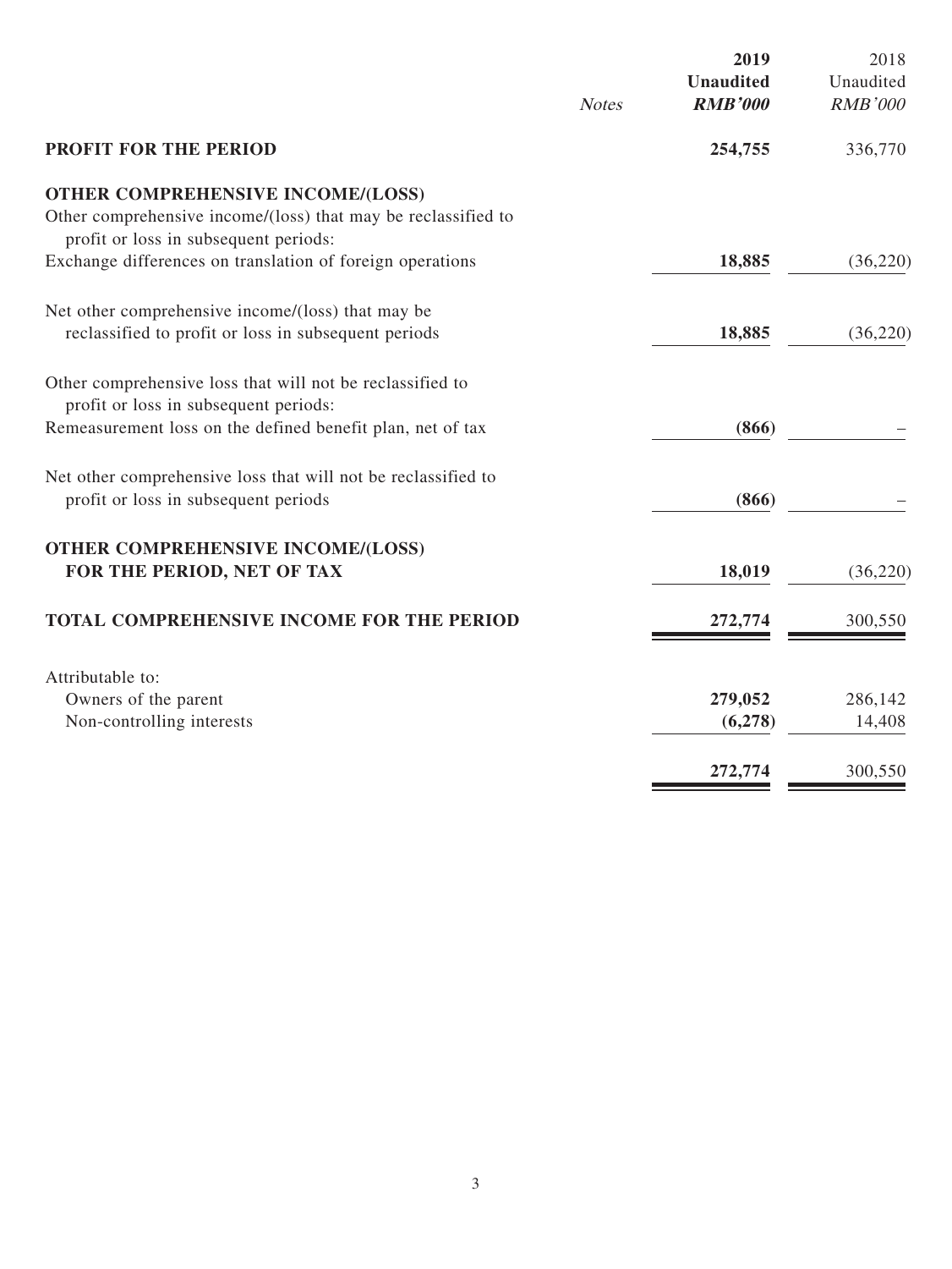| | Notes | 2019<br>Unaudited<br>*RMB'000* | 2018<br>Unaudited<br>*RMB'000* |
|---|---|---|---|
| **PROFIT FOR THE PERIOD** | | **254,755** | 336,770 |
| **OTHER COMPREHENSIVE INCOME/(LOSS)** | | | |
| Other comprehensive income/(loss) that may be reclassified to profit or loss in subsequent periods: | | | |
| Exchange differences on translation of foreign operations | | **18,885** | (36,220) |
| Net other comprehensive income/(loss) that may be reclassified to profit or loss in subsequent periods | | **18,885** | (36,220) |
| Other comprehensive loss that will not be reclassified to profit or loss in subsequent periods: | | | |
| Remeasurement loss on the defined benefit plan, net of tax | | **(866)** | – |
| Net other comprehensive loss that will not be reclassified to profit or loss in subsequent periods | | **(866)** | – |
| **OTHER COMPREHENSIVE INCOME/(LOSS) FOR THE PERIOD, NET OF TAX** | | **18,019** | (36,220) |
| **TOTAL COMPREHENSIVE INCOME FOR THE PERIOD** | | **272,774** | 300,550 |
| Attributable to: | | | |
| Owners of the parent | | **279,052** | 286,142 |
| Non-controlling interests | | **(6,278)** | 14,408 |
| | | **272,774** | 300,550 |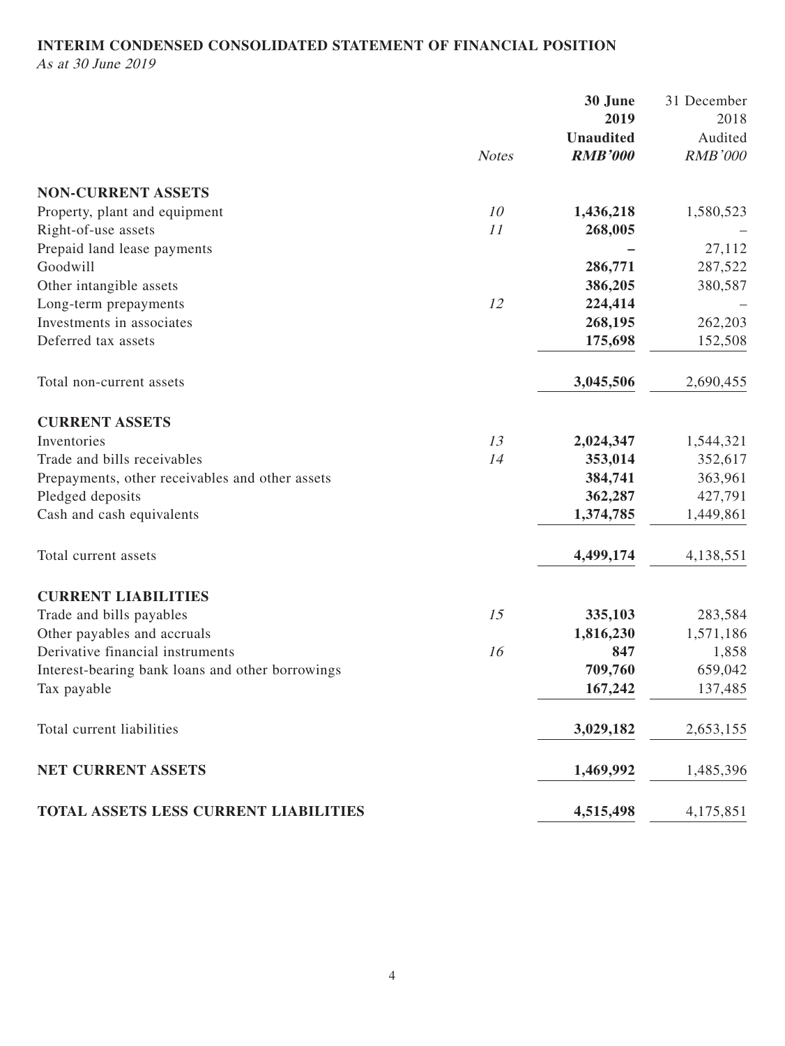**INTERIM CONDENSED CONSOLIDATED STATEMENT OF FINANCIAL POSITION**

*As at 30 June 2019*

| | *Notes* | **30 June 2019 Unaudited *RMB'000*** | 31 December 2018 Audited *RMB'000* |
|---|---|---|---|
| **NON-CURRENT ASSETS** | | | |
| Property, plant and equipment | *10* | **1,436,218** | 1,580,523 |
| Right-of-use assets | *11* | **268,005** | – |
| Prepaid land lease payments | | **–** | 27,112 |
| Goodwill | | **286,771** | 287,522 |
| Other intangible assets | | **386,205** | 380,587 |
| Long-term prepayments | *12* | **224,414** | – |
| Investments in associates | | **268,195** | 262,203 |
| Deferred tax assets | | **175,698** | 152,508 |
| Total non-current assets | | **3,045,506** | 2,690,455 |
| **CURRENT ASSETS** | | | |
| Inventories | *13* | **2,024,347** | 1,544,321 |
| Trade and bills receivables | *14* | **353,014** | 352,617 |
| Prepayments, other receivables and other assets | | **384,741** | 363,961 |
| Pledged deposits | | **362,287** | 427,791 |
| Cash and cash equivalents | | **1,374,785** | 1,449,861 |
| Total current assets | | **4,499,174** | 4,138,551 |
| **CURRENT LIABILITIES** | | | |
| Trade and bills payables | *15* | **335,103** | 283,584 |
| Other payables and accruals | | **1,816,230** | 1,571,186 |
| Derivative financial instruments | *16* | **847** | 1,858 |
| Interest-bearing bank loans and other borrowings | | **709,760** | 659,042 |
| Tax payable | | **167,242** | 137,485 |
| Total current liabilities | | **3,029,182** | 2,653,155 |
| **NET CURRENT ASSETS** | | **1,469,992** | 1,485,396 |
| **TOTAL ASSETS LESS CURRENT LIABILITIES** | | **4,515,498** | 4,175,851 |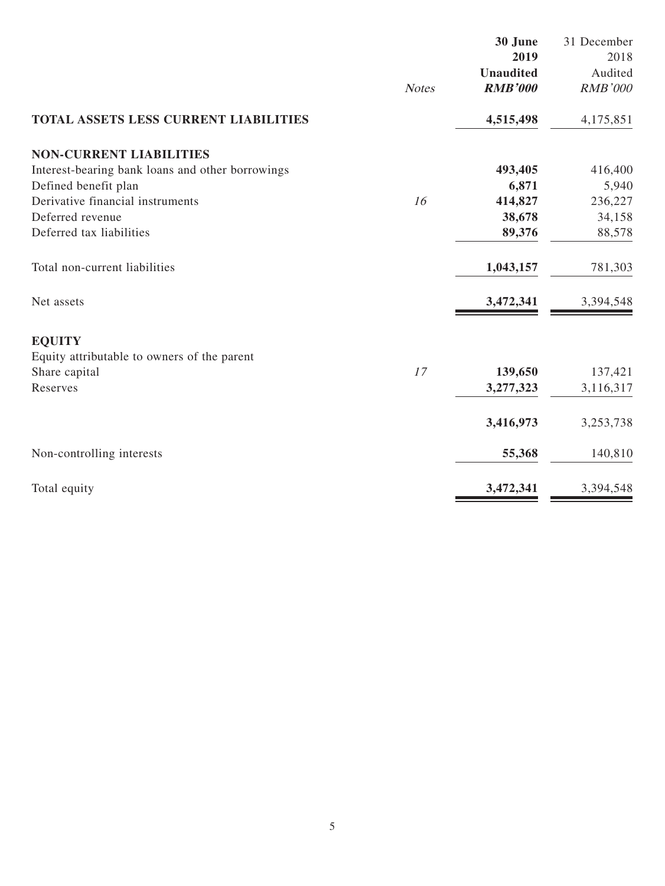| | Notes | **30 June 2019** | 31 December 2018 |
|---|---|---|---|
| | | **Unaudited** | Audited |
| | | ***RMB'000*** | *RMB'000* |
| **TOTAL ASSETS LESS CURRENT LIABILITIES** | | **4,515,498** | 4,175,851 |
| **NON-CURRENT LIABILITIES** | | | |
| Interest-bearing bank loans and other borrowings | | **493,405** | 416,400 |
| Defined benefit plan | | **6,871** | 5,940 |
| Derivative financial instruments | *16* | **414,827** | 236,227 |
| Deferred revenue | | **38,678** | 34,158 |
| Deferred tax liabilities | | **89,376** | 88,578 |
| Total non-current liabilities | | **1,043,157** | 781,303 |
| Net assets | | **3,472,341** | 3,394,548 |
| **EQUITY** | | | |
| Equity attributable to owners of the parent | | | |
| Share capital | *17* | **139,650** | 137,421 |
| Reserves | | **3,277,323** | 3,116,317 |
| | | **3,416,973** | 3,253,738 |
| Non-controlling interests | | **55,368** | 140,810 |
| Total equity | | **3,472,341** | 3,394,548 |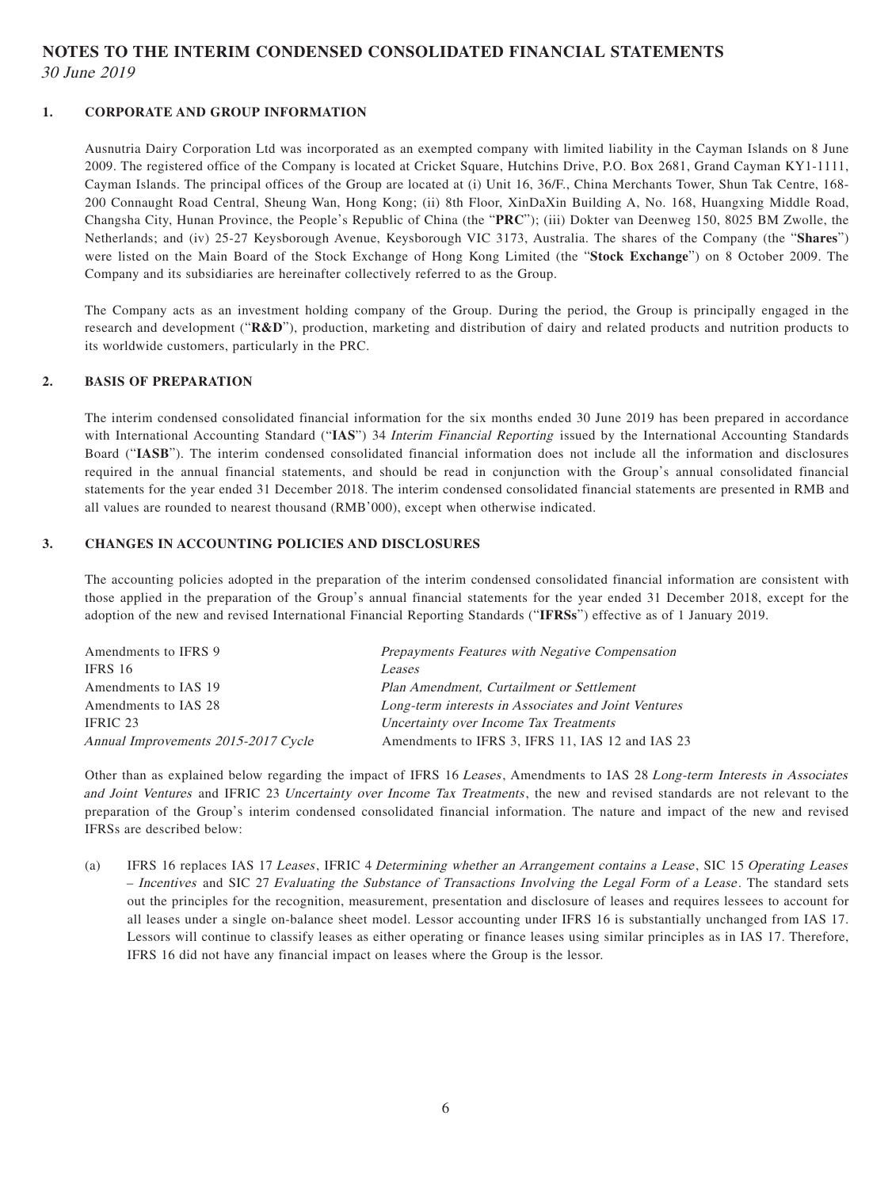# NOTES TO THE INTERIM CONDENSED CONSOLIDATED FINANCIAL STATEMENTS

*30 June 2019*

## 1. CORPORATE AND GROUP INFORMATION

Ausnutria Dairy Corporation Ltd was incorporated as an exempted company with limited liability in the Cayman Islands on 8 June 2009. The registered office of the Company is located at Cricket Square, Hutchins Drive, P.O. Box 2681, Grand Cayman KY1-1111, Cayman Islands. The principal offices of the Group are located at (i) Unit 16, 36/F., China Merchants Tower, Shun Tak Centre, 168-200 Connaught Road Central, Sheung Wan, Hong Kong; (ii) 8th Floor, XinDaXin Building A, No. 168, Huangxing Middle Road, Changsha City, Hunan Province, the People's Republic of China (the "**PRC**"); (iii) Dokter van Deenweg 150, 8025 BM Zwolle, the Netherlands; and (iv) 25-27 Keysborough Avenue, Keysborough VIC 3173, Australia. The shares of the Company (the "**Shares**") were listed on the Main Board of the Stock Exchange of Hong Kong Limited (the "**Stock Exchange**") on 8 October 2009. The Company and its subsidiaries are hereinafter collectively referred to as the Group.

The Company acts as an investment holding company of the Group. During the period, the Group is principally engaged in the research and development ("**R&D**"), production, marketing and distribution of dairy and related products and nutrition products to its worldwide customers, particularly in the PRC.

## 2. BASIS OF PREPARATION

The interim condensed consolidated financial information for the six months ended 30 June 2019 has been prepared in accordance with International Accounting Standard ("**IAS**") 34 *Interim Financial Reporting* issued by the International Accounting Standards Board ("**IASB**"). The interim condensed consolidated financial information does not include all the information and disclosures required in the annual financial statements, and should be read in conjunction with the Group's annual consolidated financial statements for the year ended 31 December 2018. The interim condensed consolidated financial statements are presented in RMB and all values are rounded to nearest thousand (RMB'000), except when otherwise indicated.

## 3. CHANGES IN ACCOUNTING POLICIES AND DISCLOSURES

The accounting policies adopted in the preparation of the interim condensed consolidated financial information are consistent with those applied in the preparation of the Group's annual financial statements for the year ended 31 December 2018, except for the adoption of the new and revised International Financial Reporting Standards ("**IFRSs**") effective as of 1 January 2019.

| | |
|---|---|
| Amendments to IFRS 9 | *Prepayments Features with Negative Compensation* |
| IFRS 16 | *Leases* |
| Amendments to IAS 19 | *Plan Amendment, Curtailment or Settlement* |
| Amendments to IAS 28 | *Long-term interests in Associates and Joint Ventures* |
| IFRIC 23 | *Uncertainty over Income Tax Treatments* |
| *Annual Improvements 2015-2017 Cycle* | Amendments to IFRS 3, IFRS 11, IAS 12 and IAS 23 |

Other than as explained below regarding the impact of IFRS 16 *Leases*, Amendments to IAS 28 *Long-term Interests in Associates and Joint Ventures* and IFRIC 23 *Uncertainty over Income Tax Treatments*, the new and revised standards are not relevant to the preparation of the Group's interim condensed consolidated financial information. The nature and impact of the new and revised IFRSs are described below:

(a) IFRS 16 replaces IAS 17 *Leases*, IFRIC 4 *Determining whether an Arrangement contains a Lease*, SIC 15 *Operating Leases – Incentives* and SIC 27 *Evaluating the Substance of Transactions Involving the Legal Form of a Lease*. The standard sets out the principles for the recognition, measurement, presentation and disclosure of leases and requires lessees to account for all leases under a single on-balance sheet model. Lessor accounting under IFRS 16 is substantially unchanged from IAS 17. Lessors will continue to classify leases as either operating or finance leases using similar principles as in IAS 17. Therefore, IFRS 16 did not have any financial impact on leases where the Group is the lessor.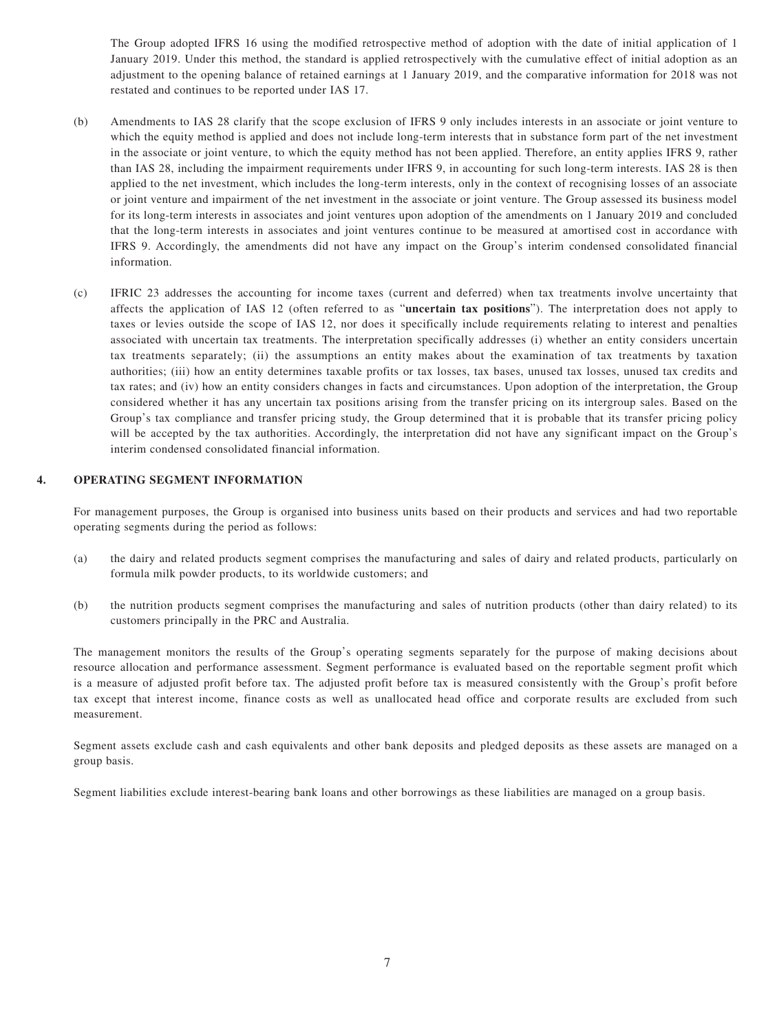The Group adopted IFRS 16 using the modified retrospective method of adoption with the date of initial application of 1 January 2019. Under this method, the standard is applied retrospectively with the cumulative effect of initial adoption as an adjustment to the opening balance of retained earnings at 1 January 2019, and the comparative information for 2018 was not restated and continues to be reported under IAS 17.

(b) Amendments to IAS 28 clarify that the scope exclusion of IFRS 9 only includes interests in an associate or joint venture to which the equity method is applied and does not include long-term interests that in substance form part of the net investment in the associate or joint venture, to which the equity method has not been applied. Therefore, an entity applies IFRS 9, rather than IAS 28, including the impairment requirements under IFRS 9, in accounting for such long-term interests. IAS 28 is then applied to the net investment, which includes the long-term interests, only in the context of recognising losses of an associate or joint venture and impairment of the net investment in the associate or joint venture. The Group assessed its business model for its long-term interests in associates and joint ventures upon adoption of the amendments on 1 January 2019 and concluded that the long-term interests in associates and joint ventures continue to be measured at amortised cost in accordance with IFRS 9. Accordingly, the amendments did not have any impact on the Group's interim condensed consolidated financial information.

(c) IFRIC 23 addresses the accounting for income taxes (current and deferred) when tax treatments involve uncertainty that affects the application of IAS 12 (often referred to as "**uncertain tax positions**"). The interpretation does not apply to taxes or levies outside the scope of IAS 12, nor does it specifically include requirements relating to interest and penalties associated with uncertain tax treatments. The interpretation specifically addresses (i) whether an entity considers uncertain tax treatments separately; (ii) the assumptions an entity makes about the examination of tax treatments by taxation authorities; (iii) how an entity determines taxable profits or tax losses, tax bases, unused tax losses, unused tax credits and tax rates; and (iv) how an entity considers changes in facts and circumstances. Upon adoption of the interpretation, the Group considered whether it has any uncertain tax positions arising from the transfer pricing on its intergroup sales. Based on the Group's tax compliance and transfer pricing study, the Group determined that it is probable that its transfer pricing policy will be accepted by the tax authorities. Accordingly, the interpretation did not have any significant impact on the Group's interim condensed consolidated financial information.

## 4. OPERATING SEGMENT INFORMATION

For management purposes, the Group is organised into business units based on their products and services and had two reportable operating segments during the period as follows:

(a) the dairy and related products segment comprises the manufacturing and sales of dairy and related products, particularly on formula milk powder products, to its worldwide customers; and

(b) the nutrition products segment comprises the manufacturing and sales of nutrition products (other than dairy related) to its customers principally in the PRC and Australia.

The management monitors the results of the Group's operating segments separately for the purpose of making decisions about resource allocation and performance assessment. Segment performance is evaluated based on the reportable segment profit which is a measure of adjusted profit before tax. The adjusted profit before tax is measured consistently with the Group's profit before tax except that interest income, finance costs as well as unallocated head office and corporate results are excluded from such measurement.

Segment assets exclude cash and cash equivalents and other bank deposits and pledged deposits as these assets are managed on a group basis.

Segment liabilities exclude interest-bearing bank loans and other borrowings as these liabilities are managed on a group basis.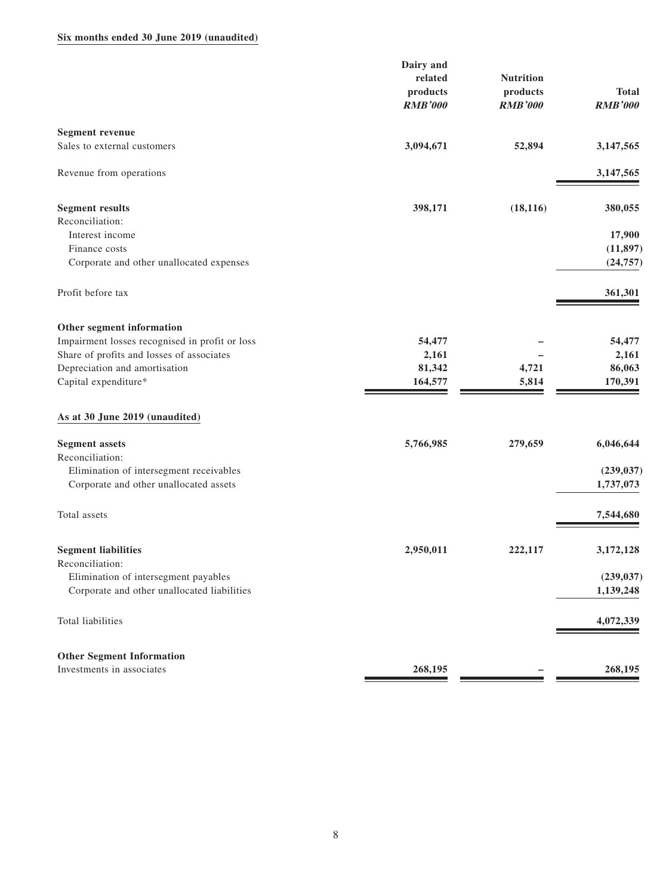**Six months ended 30 June 2019 (unaudited)**

| | Dairy and related products *RMB'000* | Nutrition products *RMB'000* | Total *RMB'000* |
|---|---|---|---|
| **Segment revenue** | | | |
| Sales to external customers | **3,094,671** | **52,894** | **3,147,565** |
| Revenue from operations | | | **3,147,565** |
| **Segment results** | **398,171** | **(18,116)** | **380,055** |
| Reconciliation: | | | |
| Interest income | | | **17,900** |
| Finance costs | | | **(11,897)** |
| Corporate and other unallocated expenses | | | **(24,757)** |
| Profit before tax | | | **361,301** |
| **Other segment information** | | | |
| Impairment losses recognised in profit or loss | **54,477** | **–** | **54,477** |
| Share of profits and losses of associates | **2,161** | **–** | **2,161** |
| Depreciation and amortisation | **81,342** | **4,721** | **86,063** |
| Capital expenditure* | **164,577** | **5,814** | **170,391** |

**As at 30 June 2019 (unaudited)**

| | Dairy and related products *RMB'000* | Nutrition products *RMB'000* | Total *RMB'000* |
|---|---|---|---|
| **Segment assets** | **5,766,985** | **279,659** | **6,046,644** |
| Reconciliation: | | | |
| Elimination of intersegment receivables | | | **(239,037)** |
| Corporate and other unallocated assets | | | **1,737,073** |
| Total assets | | | **7,544,680** |
| **Segment liabilities** | **2,950,011** | **222,117** | **3,172,128** |
| Reconciliation: | | | |
| Elimination of intersegment payables | | | **(239,037)** |
| Corporate and other unallocated liabilities | | | **1,139,248** |
| Total liabilities | | | **4,072,339** |
| **Other Segment Information** | | | |
| Investments in associates | **268,195** | **–** | **268,195** |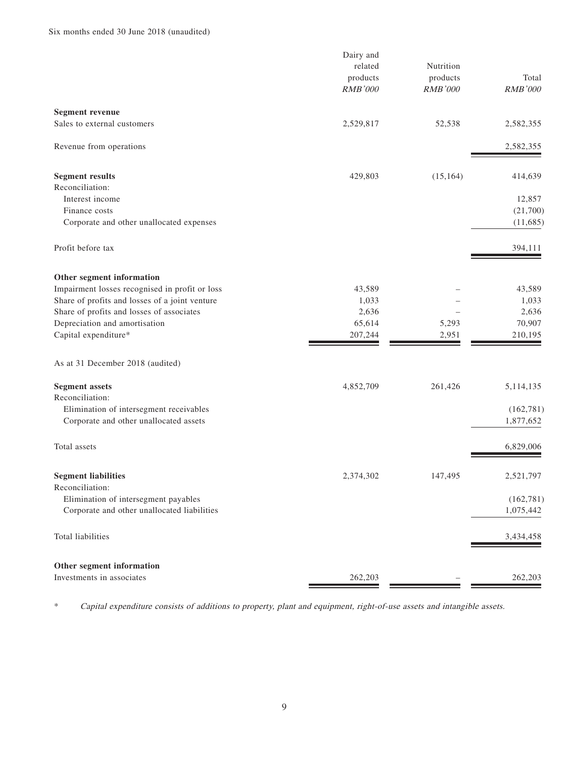Six months ended 30 June 2018 (unaudited)

| | Dairy and related products RMB'000 | Nutrition products RMB'000 | Total RMB'000 |
|---|---|---|---|
| **Segment revenue** | | | |
| Sales to external customers | 2,529,817 | 52,538 | 2,582,355 |
| Revenue from operations | | | 2,582,355 |
| **Segment results** | 429,803 | (15,164) | 414,639 |
| Reconciliation: | | | |
| Interest income | | | 12,857 |
| Finance costs | | | (21,700) |
| Corporate and other unallocated expenses | | | (11,685) |
| Profit before tax | | | 394,111 |
| **Other segment information** | | | |
| Impairment losses recognised in profit or loss | 43,589 | – | 43,589 |
| Share of profits and losses of a joint venture | 1,033 | – | 1,033 |
| Share of profits and losses of associates | 2,636 | – | 2,636 |
| Depreciation and amortisation | 65,614 | 5,293 | 70,907 |
| Capital expenditure* | 207,244 | 2,951 | 210,195 |
| As at 31 December 2018 (audited) | | | |
| **Segment assets** | 4,852,709 | 261,426 | 5,114,135 |
| Reconciliation: | | | |
| Elimination of intersegment receivables | | | (162,781) |
| Corporate and other unallocated assets | | | 1,877,652 |
| Total assets | | | 6,829,006 |
| **Segment liabilities** | 2,374,302 | 147,495 | 2,521,797 |
| Reconciliation: | | | |
| Elimination of intersegment payables | | | (162,781) |
| Corporate and other unallocated liabilities | | | 1,075,442 |
| Total liabilities | | | 3,434,458 |
| **Other segment information** | | | |
| Investments in associates | 262,203 | – | 262,203 |

\* *Capital expenditure consists of additions to property, plant and equipment, right-of-use assets and intangible assets.*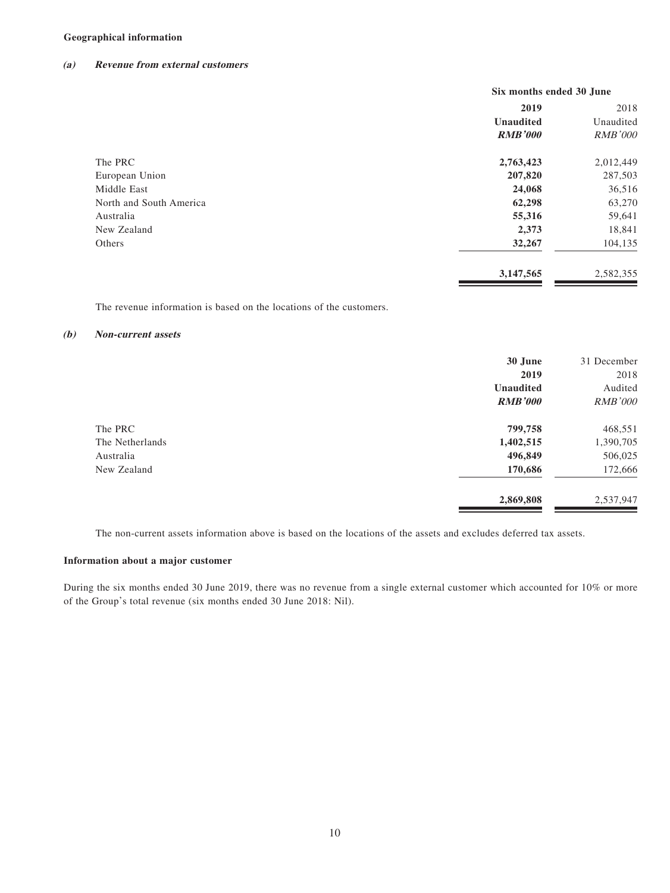**Geographical information**

***(a) Revenue from external customers***

| | Six months ended 30 June | |
|---|---|---|
| | **2019** | 2018 |
| | **Unaudited** | Unaudited |
| | ***RMB'000*** | *RMB'000* |
| The PRC | **2,763,423** | 2,012,449 |
| European Union | **207,820** | 287,503 |
| Middle East | **24,068** | 36,516 |
| North and South America | **62,298** | 63,270 |
| Australia | **55,316** | 59,641 |
| New Zealand | **2,373** | 18,841 |
| Others | **32,267** | 104,135 |
| | **3,147,565** | 2,582,355 |

The revenue information is based on the locations of the customers.

***(b) Non-current assets***

| | **30 June** | 31 December |
|---|---|---|
| | **2019** | 2018 |
| | **Unaudited** | Audited |
| | ***RMB'000*** | *RMB'000* |
| The PRC | **799,758** | 468,551 |
| The Netherlands | **1,402,515** | 1,390,705 |
| Australia | **496,849** | 506,025 |
| New Zealand | **170,686** | 172,666 |
| | **2,869,808** | 2,537,947 |

The non-current assets information above is based on the locations of the assets and excludes deferred tax assets.

**Information about a major customer**

During the six months ended 30 June 2019, there was no revenue from a single external customer which accounted for 10% or more of the Group's total revenue (six months ended 30 June 2018: Nil).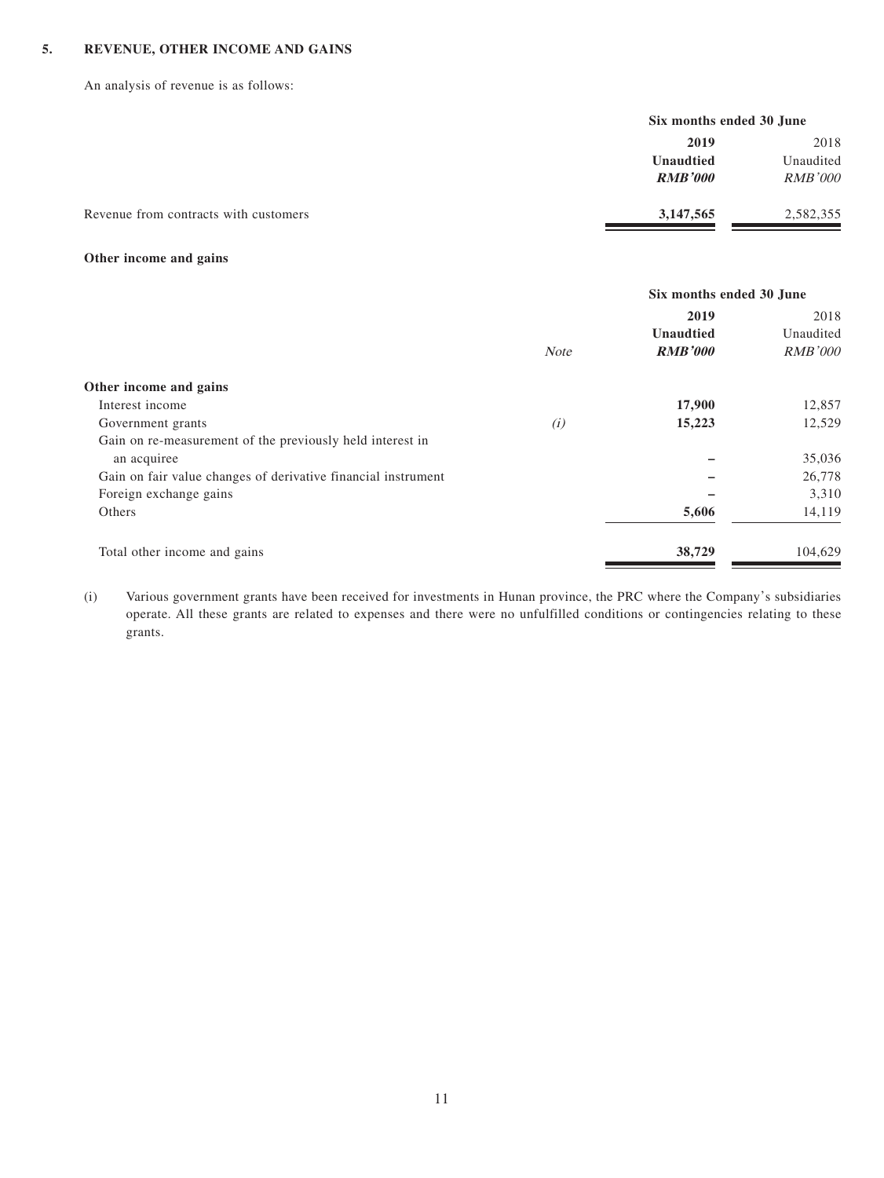## 5. REVENUE, OTHER INCOME AND GAINS

An analysis of revenue is as follows:

| | Six months ended 30 June | |
|---|---|---|
| | **2019** | 2018 |
| | **Unaudtied** | Unaudited |
| | ***RMB'000*** | *RMB'000* |
| Revenue from contracts with customers | **3,147,565** | 2,582,355 |

**Other income and gains**

| | | Six months ended 30 June | |
|---|---|---|---|
| | | **2019** | 2018 |
| | | **Unaudtied** | Unaudited |
| | *Note* | ***RMB'000*** | *RMB'000* |
| **Other income and gains** | | | |
| Interest income | | **17,900** | 12,857 |
| Government grants | *(i)* | **15,223** | 12,529 |
| Gain on re-measurement of the previously held interest in an acquiree | | **–** | 35,036 |
| Gain on fair value changes of derivative financial instrument | | **–** | 26,778 |
| Foreign exchange gains | | **–** | 3,310 |
| Others | | **5,606** | 14,119 |
| Total other income and gains | | **38,729** | 104,629 |

(i) Various government grants have been received for investments in Hunan province, the PRC where the Company's subsidiaries operate. All these grants are related to expenses and there were no unfulfilled conditions or contingencies relating to these grants.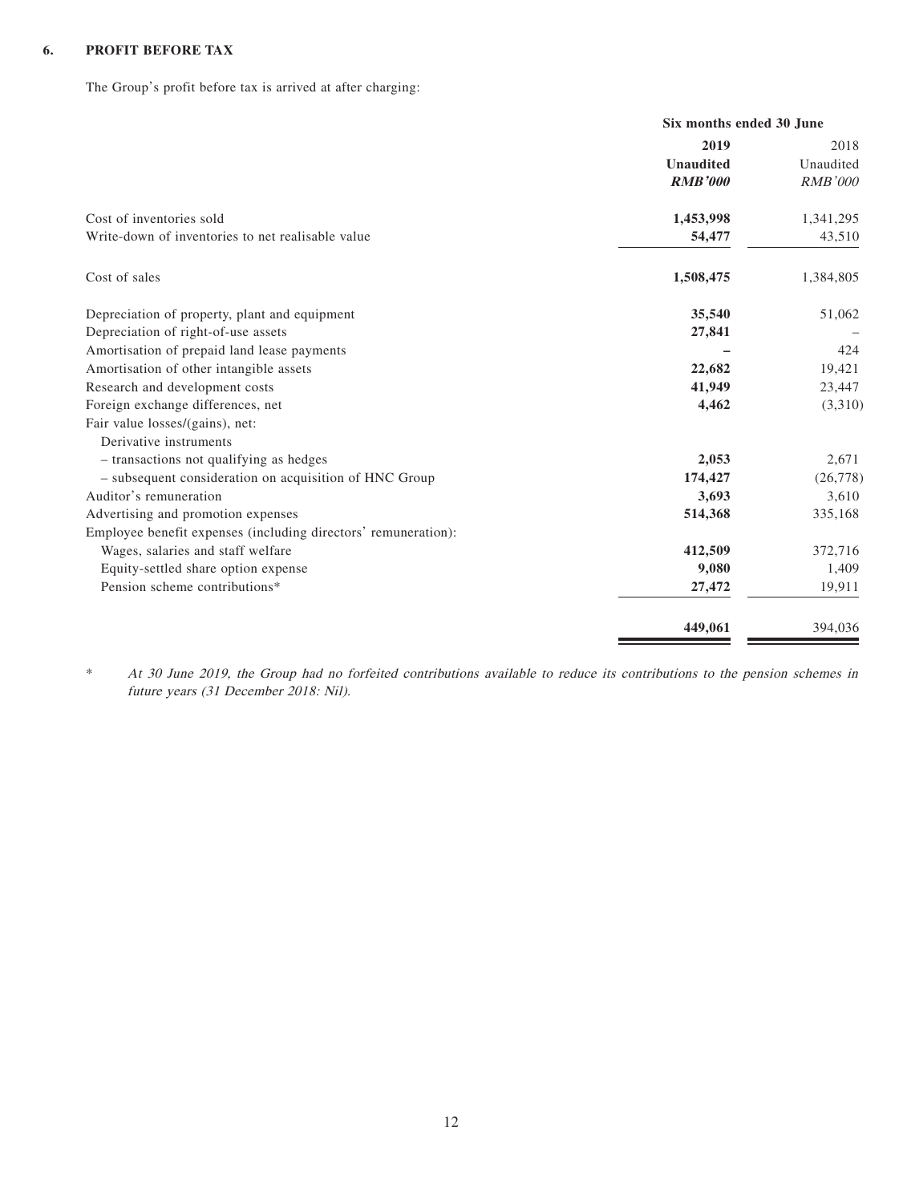### 6. PROFIT BEFORE TAX

The Group's profit before tax is arrived at after charging:

| | Six months ended 30 June | |
|---|---|---|
| | **2019** | 2018 |
| | **Unaudited** | Unaudited |
| | ***RMB'000*** | *RMB'000* |
| Cost of inventories sold | **1,453,998** | 1,341,295 |
| Write-down of inventories to net realisable value | **54,477** | 43,510 |
| Cost of sales | **1,508,475** | 1,384,805 |
| Depreciation of property, plant and equipment | **35,540** | 51,062 |
| Depreciation of right-of-use assets | **27,841** | – |
| Amortisation of prepaid land lease payments | **–** | 424 |
| Amortisation of other intangible assets | **22,682** | 19,421 |
| Research and development costs | **41,949** | 23,447 |
| Foreign exchange differences, net | **4,462** | (3,310) |
| Fair value losses/(gains), net: | | |
| Derivative instruments | | |
| – transactions not qualifying as hedges | **2,053** | 2,671 |
| – subsequent consideration on acquisition of HNC Group | **174,427** | (26,778) |
| Auditor's remuneration | **3,693** | 3,610 |
| Advertising and promotion expenses | **514,368** | 335,168 |
| Employee benefit expenses (including directors' remuneration): | | |
| Wages, salaries and staff welfare | **412,509** | 372,716 |
| Equity-settled share option expense | **9,080** | 1,409 |
| Pension scheme contributions* | **27,472** | 19,911 |
| | **449,061** | 394,036 |

\* *At 30 June 2019, the Group had no forfeited contributions available to reduce its contributions to the pension schemes in future years (31 December 2018: Nil).*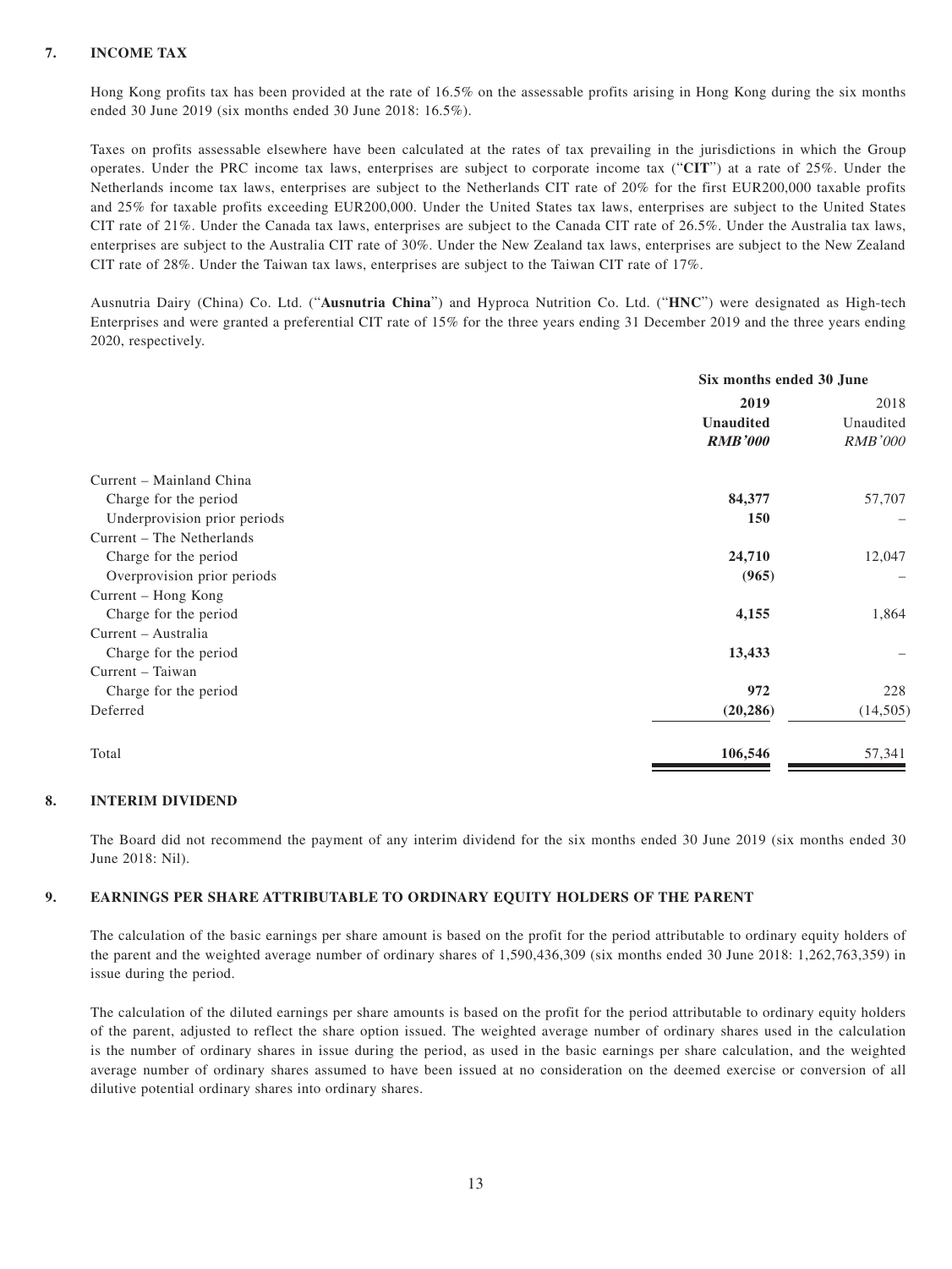## 7. INCOME TAX

Hong Kong profits tax has been provided at the rate of 16.5% on the assessable profits arising in Hong Kong during the six months ended 30 June 2019 (six months ended 30 June 2018: 16.5%).

Taxes on profits assessable elsewhere have been calculated at the rates of tax prevailing in the jurisdictions in which the Group operates. Under the PRC income tax laws, enterprises are subject to corporate income tax ("**CIT**") at a rate of 25%. Under the Netherlands income tax laws, enterprises are subject to the Netherlands CIT rate of 20% for the first EUR200,000 taxable profits and 25% for taxable profits exceeding EUR200,000. Under the United States tax laws, enterprises are subject to the United States CIT rate of 21%. Under the Canada tax laws, enterprises are subject to the Canada CIT rate of 26.5%. Under the Australia tax laws, enterprises are subject to the Australia CIT rate of 30%. Under the New Zealand tax laws, enterprises are subject to the New Zealand CIT rate of 28%. Under the Taiwan tax laws, enterprises are subject to the Taiwan CIT rate of 17%.

Ausnutria Dairy (China) Co. Ltd. ("**Ausnutria China**") and Hyproca Nutrition Co. Ltd. ("**HNC**") were designated as High-tech Enterprises and were granted a preferential CIT rate of 15% for the three years ending 31 December 2019 and the three years ending 2020, respectively.

| | **Six months ended 30 June** | |
|---|---|---|
| | **2019** | 2018 |
| | **Unaudited** | Unaudited |
| | ***RMB'000*** | *RMB'000* |
| Current – Mainland China | | |
| Charge for the period | **84,377** | 57,707 |
| Underprovision prior periods | **150** | – |
| Current – The Netherlands | | |
| Charge for the period | **24,710** | 12,047 |
| Overprovision prior periods | **(965)** | – |
| Current – Hong Kong | | |
| Charge for the period | **4,155** | 1,864 |
| Current – Australia | | |
| Charge for the period | **13,433** | – |
| Current – Taiwan | | |
| Charge for the period | **972** | 228 |
| Deferred | **(20,286)** | (14,505) |
| Total | **106,546** | 57,341 |

## 8. INTERIM DIVIDEND

The Board did not recommend the payment of any interim dividend for the six months ended 30 June 2019 (six months ended 30 June 2018: Nil).

## 9. EARNINGS PER SHARE ATTRIBUTABLE TO ORDINARY EQUITY HOLDERS OF THE PARENT

The calculation of the basic earnings per share amount is based on the profit for the period attributable to ordinary equity holders of the parent and the weighted average number of ordinary shares of 1,590,436,309 (six months ended 30 June 2018: 1,262,763,359) in issue during the period.

The calculation of the diluted earnings per share amounts is based on the profit for the period attributable to ordinary equity holders of the parent, adjusted to reflect the share option issued. The weighted average number of ordinary shares used in the calculation is the number of ordinary shares in issue during the period, as used in the basic earnings per share calculation, and the weighted average number of ordinary shares assumed to have been issued at no consideration on the deemed exercise or conversion of all dilutive potential ordinary shares into ordinary shares.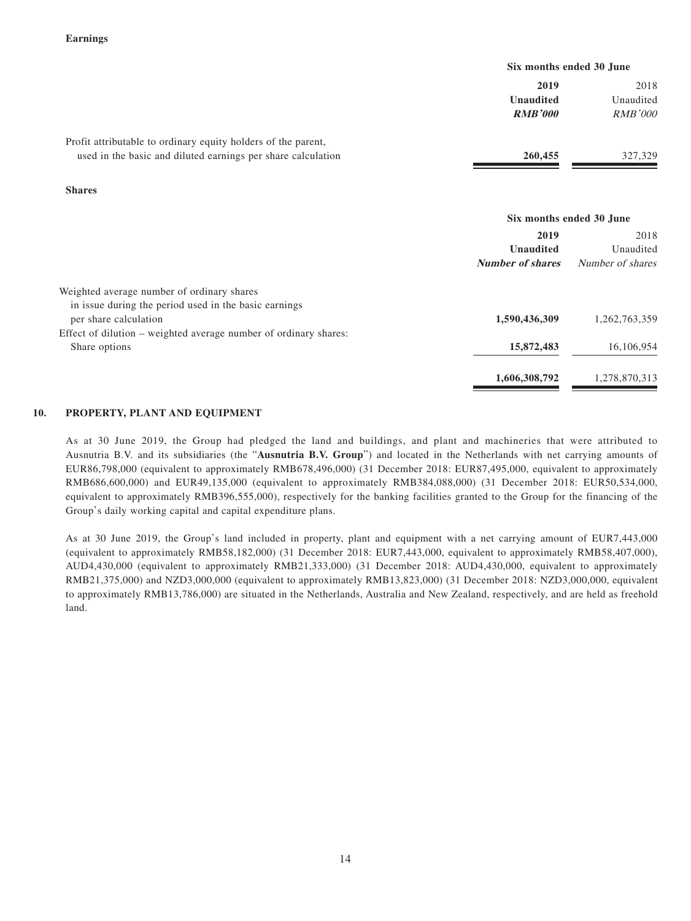**Earnings**

| | Six months ended 30 June | |
|---|---|---|
| | **2019** | 2018 |
| | **Unaudited** | Unaudited |
| | ***RMB'000*** | *RMB'000* |
| Profit attributable to ordinary equity holders of the parent, used in the basic and diluted earnings per share calculation | **260,455** | 327,329 |

**Shares**

| | Six months ended 30 June | |
|---|---|---|
| | **2019** | 2018 |
| | **Unaudited** | Unaudited |
| | ***Number of shares*** | *Number of shares* |
| Weighted average number of ordinary shares in issue during the period used in the basic earnings per share calculation | **1,590,436,309** | 1,262,763,359 |
| Effect of dilution – weighted average number of ordinary shares: | | |
| Share options | **15,872,483** | 16,106,954 |
| | **1,606,308,792** | 1,278,870,313 |

## 10. PROPERTY, PLANT AND EQUIPMENT

As at 30 June 2019, the Group had pledged the land and buildings, and plant and machineries that were attributed to Ausnutria B.V. and its subsidiaries (the "**Ausnutria B.V. Group**") and located in the Netherlands with net carrying amounts of EUR86,798,000 (equivalent to approximately RMB678,496,000) (31 December 2018: EUR87,495,000, equivalent to approximately RMB686,600,000) and EUR49,135,000 (equivalent to approximately RMB384,088,000) (31 December 2018: EUR50,534,000, equivalent to approximately RMB396,555,000), respectively for the banking facilities granted to the Group for the financing of the Group's daily working capital and capital expenditure plans.

As at 30 June 2019, the Group's land included in property, plant and equipment with a net carrying amount of EUR7,443,000 (equivalent to approximately RMB58,182,000) (31 December 2018: EUR7,443,000, equivalent to approximately RMB58,407,000), AUD4,430,000 (equivalent to approximately RMB21,333,000) (31 December 2018: AUD4,430,000, equivalent to approximately RMB21,375,000) and NZD3,000,000 (equivalent to approximately RMB13,823,000) (31 December 2018: NZD3,000,000, equivalent to approximately RMB13,786,000) are situated in the Netherlands, Australia and New Zealand, respectively, and are held as freehold land.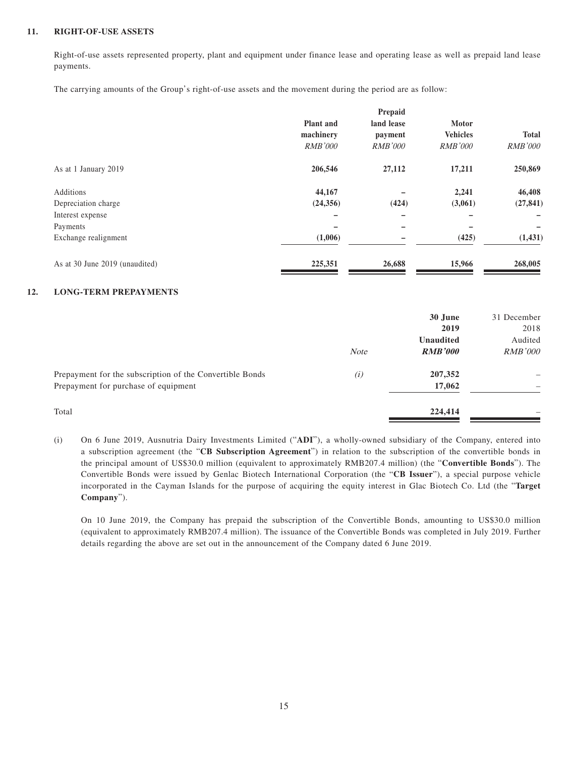## 11. RIGHT-OF-USE ASSETS

Right-of-use assets represented property, plant and equipment under finance lease and operating lease as well as prepaid land lease payments.

The carrying amounts of the Group's right-of-use assets and the movement during the period are as follow:

| | Plant and machinery | Prepaid land lease payment | Motor Vehicles | Total |
|---|---|---|---|---|
| | *RMB'000* | *RMB'000* | *RMB'000* | *RMB'000* |
| As at 1 January 2019 | **206,546** | **27,112** | **17,211** | **250,869** |
| Additions | **44,167** | **–** | **2,241** | **46,408** |
| Depreciation charge | **(24,356)** | **(424)** | **(3,061)** | **(27,841)** |
| Interest expense | **–** | **–** | **–** | **–** |
| Payments | **–** | **–** | **–** | **–** |
| Exchange realignment | **(1,006)** | **–** | **(425)** | **(1,431)** |
| As at 30 June 2019 (unaudited) | **225,351** | **26,688** | **15,966** | **268,005** |

## 12. LONG-TERM PREPAYMENTS

| | *Note* | **30 June 2019 Unaudited** ***RMB'000*** | 31 December 2018 Audited *RMB'000* |
|---|---|---|---|
| Prepayment for the subscription of the Convertible Bonds | *(i)* | **207,352** | – |
| Prepayment for purchase of equipment | | **17,062** | – |
| Total | | **224,414** | – |

(i) On 6 June 2019, Ausnutria Dairy Investments Limited ("**ADI**"), a wholly-owned subsidiary of the Company, entered into a subscription agreement (the "**CB Subscription Agreement**") in relation to the subscription of the convertible bonds in the principal amount of US$30.0 million (equivalent to approximately RMB207.4 million) (the "**Convertible Bonds**"). The Convertible Bonds were issued by Genlac Biotech International Corporation (the "**CB Issuer**"), a special purpose vehicle incorporated in the Cayman Islands for the purpose of acquiring the equity interest in Glac Biotech Co. Ltd (the "**Target Company**").

On 10 June 2019, the Company has prepaid the subscription of the Convertible Bonds, amounting to US$30.0 million (equivalent to approximately RMB207.4 million). The issuance of the Convertible Bonds was completed in July 2019. Further details regarding the above are set out in the announcement of the Company dated 6 June 2019.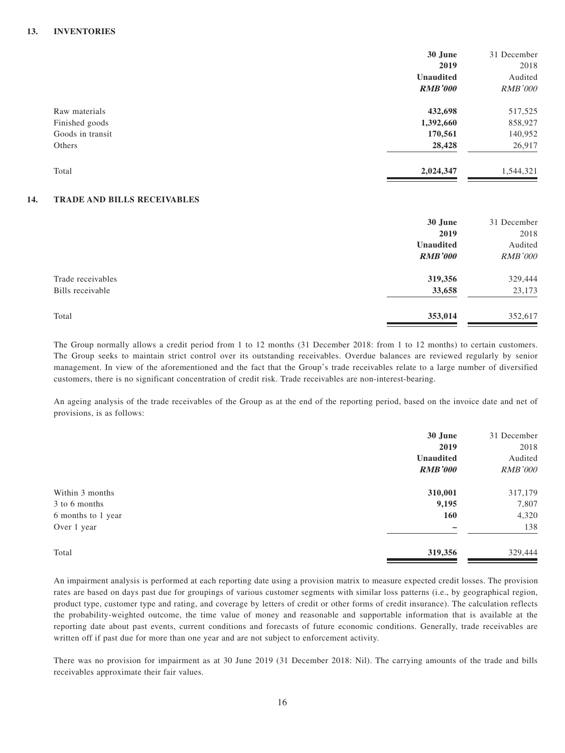## 13. INVENTORIES

| | 30 June 2019 Unaudited *RMB'000* | 31 December 2018 Audited *RMB'000* |
|---|---|---|
| Raw materials | **432,698** | 517,525 |
| Finished goods | **1,392,660** | 858,927 |
| Goods in transit | **170,561** | 140,952 |
| Others | **28,428** | 26,917 |
| Total | **2,024,347** | 1,544,321 |

## 14. TRADE AND BILLS RECEIVABLES

| | 30 June 2019 Unaudited *RMB'000* | 31 December 2018 Audited *RMB'000* |
|---|---|---|
| Trade receivables | **319,356** | 329,444 |
| Bills receivable | **33,658** | 23,173 |
| Total | **353,014** | 352,617 |

The Group normally allows a credit period from 1 to 12 months (31 December 2018: from 1 to 12 months) to certain customers. The Group seeks to maintain strict control over its outstanding receivables. Overdue balances are reviewed regularly by senior management. In view of the aforementioned and the fact that the Group's trade receivables relate to a large number of diversified customers, there is no significant concentration of credit risk. Trade receivables are non-interest-bearing.

An ageing analysis of the trade receivables of the Group as at the end of the reporting period, based on the invoice date and net of provisions, is as follows:

| | 30 June 2019 Unaudited *RMB'000* | 31 December 2018 Audited *RMB'000* |
|---|---|---|
| Within 3 months | **310,001** | 317,179 |
| 3 to 6 months | **9,195** | 7,807 |
| 6 months to 1 year | **160** | 4,320 |
| Over 1 year | **–** | 138 |
| Total | **319,356** | 329,444 |

An impairment analysis is performed at each reporting date using a provision matrix to measure expected credit losses. The provision rates are based on days past due for groupings of various customer segments with similar loss patterns (i.e., by geographical region, product type, customer type and rating, and coverage by letters of credit or other forms of credit insurance). The calculation reflects the probability-weighted outcome, the time value of money and reasonable and supportable information that is available at the reporting date about past events, current conditions and forecasts of future economic conditions. Generally, trade receivables are written off if past due for more than one year and are not subject to enforcement activity.

There was no provision for impairment as at 30 June 2019 (31 December 2018: Nil). The carrying amounts of the trade and bills receivables approximate their fair values.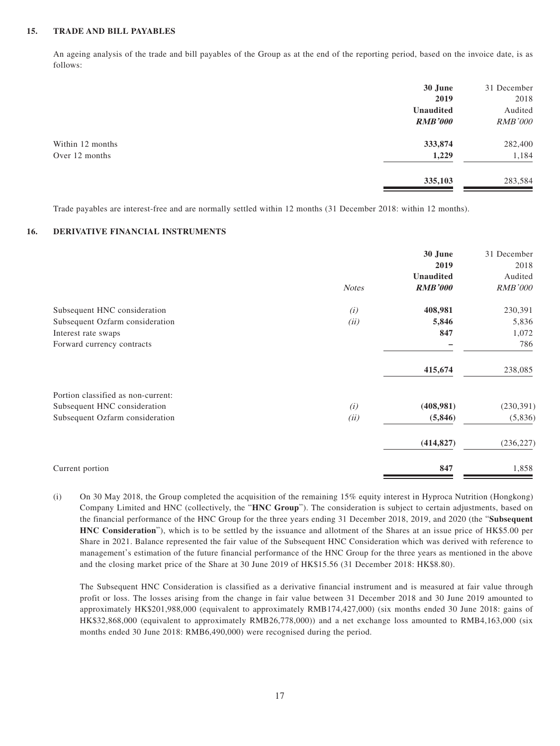## 15. TRADE AND BILL PAYABLES

An ageing analysis of the trade and bill payables of the Group as at the end of the reporting period, based on the invoice date, is as follows:

| | 30 June 2019 Unaudited *RMB'000* | 31 December 2018 Audited *RMB'000* |
|---|---|---|
| Within 12 months | **333,874** | 282,400 |
| Over 12 months | **1,229** | 1,184 |
| | **335,103** | 283,584 |

Trade payables are interest-free and are normally settled within 12 months (31 December 2018: within 12 months).

## 16. DERIVATIVE FINANCIAL INSTRUMENTS

| | *Notes* | 30 June 2019 Unaudited *RMB'000* | 31 December 2018 Audited *RMB'000* |
|---|---|---|---|
| Subsequent HNC consideration | *(i)* | **408,981** | 230,391 |
| Subsequent Ozfarm consideration | *(ii)* | **5,846** | 5,836 |
| Interest rate swaps | | **847** | 1,072 |
| Forward currency contracts | | **–** | 786 |
| | | **415,674** | 238,085 |
| Portion classified as non-current: | | | |
| Subsequent HNC consideration | *(i)* | **(408,981)** | (230,391) |
| Subsequent Ozfarm consideration | *(ii)* | **(5,846)** | (5,836) |
| | | **(414,827)** | (236,227) |
| Current portion | | **847** | 1,858 |

(i) On 30 May 2018, the Group completed the acquisition of the remaining 15% equity interest in Hyproca Nutrition (Hongkong) Company Limited and HNC (collectively, the "**HNC Group**"). The consideration is subject to certain adjustments, based on the financial performance of the HNC Group for the three years ending 31 December 2018, 2019, and 2020 (the "**Subsequent HNC Consideration**"), which is to be settled by the issuance and allotment of the Shares at an issue price of HK$5.00 per Share in 2021. Balance represented the fair value of the Subsequent HNC Consideration which was derived with reference to management's estimation of the future financial performance of the HNC Group for the three years as mentioned in the above and the closing market price of the Share at 30 June 2019 of HK$15.56 (31 December 2018: HK$8.80).

The Subsequent HNC Consideration is classified as a derivative financial instrument and is measured at fair value through profit or loss. The losses arising from the change in fair value between 31 December 2018 and 30 June 2019 amounted to approximately HK$201,988,000 (equivalent to approximately RMB174,427,000) (six months ended 30 June 2018: gains of HK$32,868,000 (equivalent to approximately RMB26,778,000)) and a net exchange loss amounted to RMB4,163,000 (six months ended 30 June 2018: RMB6,490,000) were recognised during the period.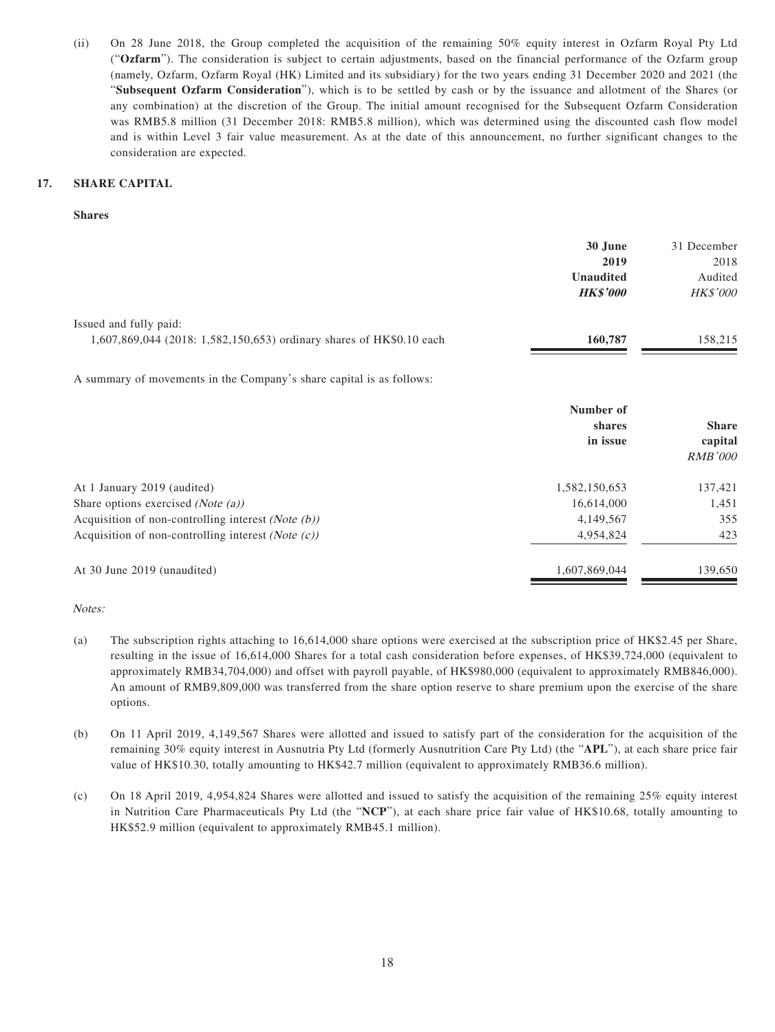(ii) On 28 June 2018, the Group completed the acquisition of the remaining 50% equity interest in Ozfarm Royal Pty Ltd ("**Ozfarm**"). The consideration is subject to certain adjustments, based on the financial performance of the Ozfarm group (namely, Ozfarm, Ozfarm Royal (HK) Limited and its subsidiary) for the two years ending 31 December 2020 and 2021 (the "**Subsequent Ozfarm Consideration**"), which is to be settled by cash or by the issuance and allotment of the Shares (or any combination) at the discretion of the Group. The initial amount recognised for the Subsequent Ozfarm Consideration was RMB5.8 million (31 December 2018: RMB5.8 million), which was determined using the discounted cash flow model and is within Level 3 fair value measurement. As at the date of this announcement, no further significant changes to the consideration are expected.

## 17. SHARE CAPITAL

**Shares**

| | **30 June 2019** | 31 December 2018 |
|---|---|---|
| | **Unaudited** | Audited |
| | ***HK$'000*** | *HK$'000* |
| Issued and fully paid: | | |
| 1,607,869,044 (2018: 1,582,150,653) ordinary shares of HK$0.10 each | **160,787** | 158,215 |

A summary of movements in the Company's share capital is as follows:

| | **Number of shares in issue** | **Share capital** |
|---|---|---|
| | | *RMB'000* |
| At 1 January 2019 (audited) | 1,582,150,653 | 137,421 |
| Share options exercised *(Note (a))* | 16,614,000 | 1,451 |
| Acquisition of non-controlling interest *(Note (b))* | 4,149,567 | 355 |
| Acquisition of non-controlling interest *(Note (c))* | 4,954,824 | 423 |
| At 30 June 2019 (unaudited) | 1,607,869,044 | 139,650 |

*Notes:*

(a) The subscription rights attaching to 16,614,000 share options were exercised at the subscription price of HK$2.45 per Share, resulting in the issue of 16,614,000 Shares for a total cash consideration before expenses, of HK$39,724,000 (equivalent to approximately RMB34,704,000) and offset with payroll payable, of HK$980,000 (equivalent to approximately RMB846,000). An amount of RMB9,809,000 was transferred from the share option reserve to share premium upon the exercise of the share options.

(b) On 11 April 2019, 4,149,567 Shares were allotted and issued to satisfy part of the consideration for the acquisition of the remaining 30% equity interest in Ausnutria Pty Ltd (formerly Ausnutrition Care Pty Ltd) (the "**APL**"), at each share price fair value of HK$10.30, totally amounting to HK$42.7 million (equivalent to approximately RMB36.6 million).

(c) On 18 April 2019, 4,954,824 Shares were allotted and issued to satisfy the acquisition of the remaining 25% equity interest in Nutrition Care Pharmaceuticals Pty Ltd (the "**NCP**"), at each share price fair value of HK$10.68, totally amounting to HK$52.9 million (equivalent to approximately RMB45.1 million).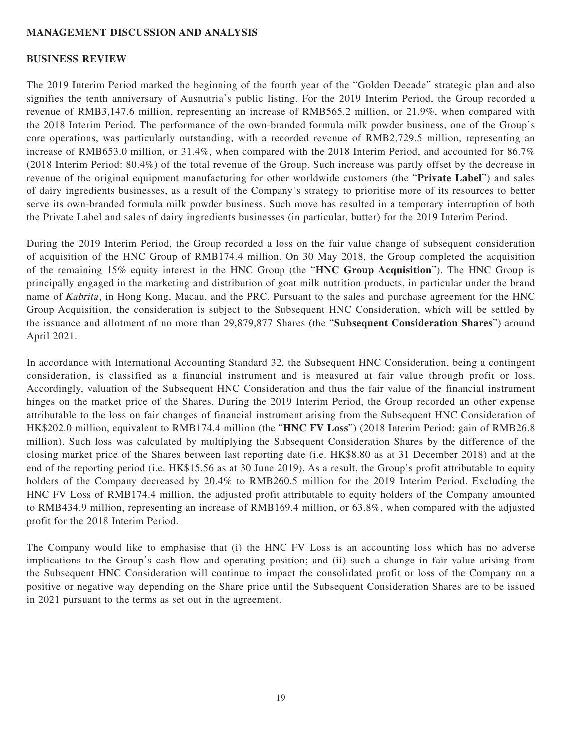## MANAGEMENT DISCUSSION AND ANALYSIS

### BUSINESS REVIEW

The 2019 Interim Period marked the beginning of the fourth year of the "Golden Decade" strategic plan and also signifies the tenth anniversary of Ausnutria's public listing. For the 2019 Interim Period, the Group recorded a revenue of RMB3,147.6 million, representing an increase of RMB565.2 million, or 21.9%, when compared with the 2018 Interim Period. The performance of the own-branded formula milk powder business, one of the Group's core operations, was particularly outstanding, with a recorded revenue of RMB2,729.5 million, representing an increase of RMB653.0 million, or 31.4%, when compared with the 2018 Interim Period, and accounted for 86.7% (2018 Interim Period: 80.4%) of the total revenue of the Group. Such increase was partly offset by the decrease in revenue of the original equipment manufacturing for other worldwide customers (the "**Private Label**") and sales of dairy ingredients businesses, as a result of the Company's strategy to prioritise more of its resources to better serve its own-branded formula milk powder business. Such move has resulted in a temporary interruption of both the Private Label and sales of dairy ingredients businesses (in particular, butter) for the 2019 Interim Period.

During the 2019 Interim Period, the Group recorded a loss on the fair value change of subsequent consideration of acquisition of the HNC Group of RMB174.4 million. On 30 May 2018, the Group completed the acquisition of the remaining 15% equity interest in the HNC Group (the "**HNC Group Acquisition**"). The HNC Group is principally engaged in the marketing and distribution of goat milk nutrition products, in particular under the brand name of *Kabrita*, in Hong Kong, Macau, and the PRC. Pursuant to the sales and purchase agreement for the HNC Group Acquisition, the consideration is subject to the Subsequent HNC Consideration, which will be settled by the issuance and allotment of no more than 29,879,877 Shares (the "**Subsequent Consideration Shares**") around April 2021.

In accordance with International Accounting Standard 32, the Subsequent HNC Consideration, being a contingent consideration, is classified as a financial instrument and is measured at fair value through profit or loss. Accordingly, valuation of the Subsequent HNC Consideration and thus the fair value of the financial instrument hinges on the market price of the Shares. During the 2019 Interim Period, the Group recorded an other expense attributable to the loss on fair changes of financial instrument arising from the Subsequent HNC Consideration of HK$202.0 million, equivalent to RMB174.4 million (the "**HNC FV Loss**") (2018 Interim Period: gain of RMB26.8 million). Such loss was calculated by multiplying the Subsequent Consideration Shares by the difference of the closing market price of the Shares between last reporting date (i.e. HK$8.80 as at 31 December 2018) and at the end of the reporting period (i.e. HK$15.56 as at 30 June 2019). As a result, the Group's profit attributable to equity holders of the Company decreased by 20.4% to RMB260.5 million for the 2019 Interim Period. Excluding the HNC FV Loss of RMB174.4 million, the adjusted profit attributable to equity holders of the Company amounted to RMB434.9 million, representing an increase of RMB169.4 million, or 63.8%, when compared with the adjusted profit for the 2018 Interim Period.

The Company would like to emphasise that (i) the HNC FV Loss is an accounting loss which has no adverse implications to the Group's cash flow and operating position; and (ii) such a change in fair value arising from the Subsequent HNC Consideration will continue to impact the consolidated profit or loss of the Company on a positive or negative way depending on the Share price until the Subsequent Consideration Shares are to be issued in 2021 pursuant to the terms as set out in the agreement.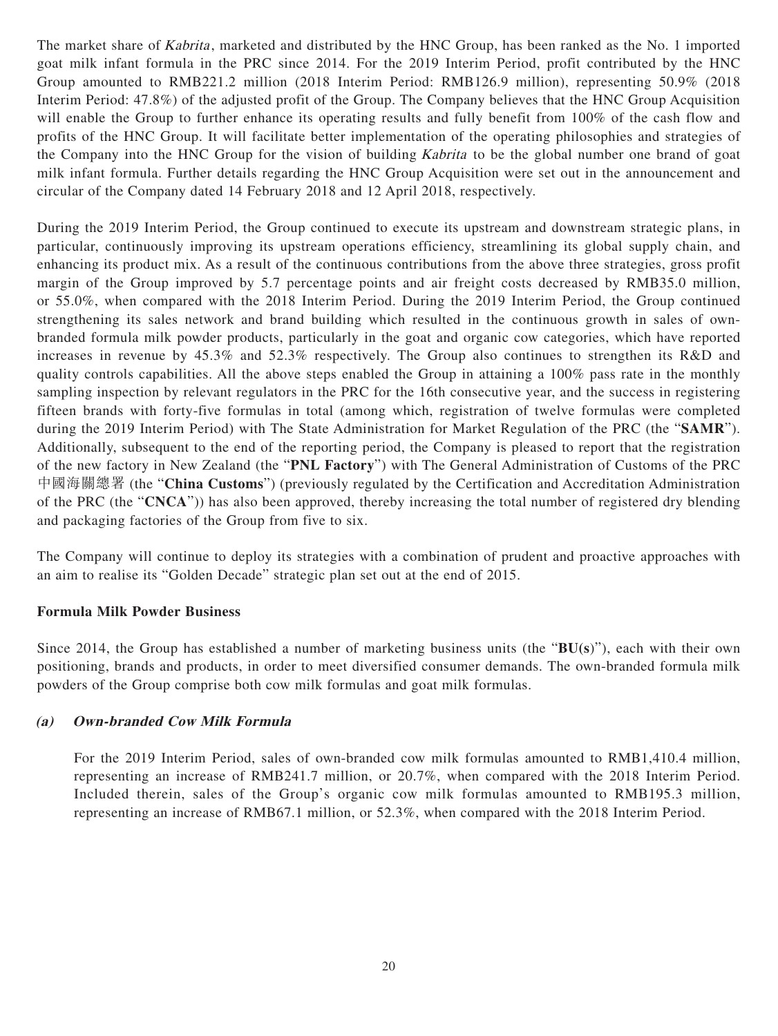The market share of *Kabrita*, marketed and distributed by the HNC Group, has been ranked as the No. 1 imported goat milk infant formula in the PRC since 2014. For the 2019 Interim Period, profit contributed by the HNC Group amounted to RMB221.2 million (2018 Interim Period: RMB126.9 million), representing 50.9% (2018 Interim Period: 47.8%) of the adjusted profit of the Group. The Company believes that the HNC Group Acquisition will enable the Group to further enhance its operating results and fully benefit from 100% of the cash flow and profits of the HNC Group. It will facilitate better implementation of the operating philosophies and strategies of the Company into the HNC Group for the vision of building *Kabrita* to be the global number one brand of goat milk infant formula. Further details regarding the HNC Group Acquisition were set out in the announcement and circular of the Company dated 14 February 2018 and 12 April 2018, respectively.

During the 2019 Interim Period, the Group continued to execute its upstream and downstream strategic plans, in particular, continuously improving its upstream operations efficiency, streamlining its global supply chain, and enhancing its product mix. As a result of the continuous contributions from the above three strategies, gross profit margin of the Group improved by 5.7 percentage points and air freight costs decreased by RMB35.0 million, or 55.0%, when compared with the 2018 Interim Period. During the 2019 Interim Period, the Group continued strengthening its sales network and brand building which resulted in the continuous growth in sales of own-branded formula milk powder products, particularly in the goat and organic cow categories, which have reported increases in revenue by 45.3% and 52.3% respectively. The Group also continues to strengthen its R&D and quality controls capabilities. All the above steps enabled the Group in attaining a 100% pass rate in the monthly sampling inspection by relevant regulators in the PRC for the 16th consecutive year, and the success in registering fifteen brands with forty-five formulas in total (among which, registration of twelve formulas were completed during the 2019 Interim Period) with The State Administration for Market Regulation of the PRC (the "**SAMR**"). Additionally, subsequent to the end of the reporting period, the Company is pleased to report that the registration of the new factory in New Zealand (the "**PNL Factory**") with The General Administration of Customs of the PRC 中國海關總署 (the "**China Customs**") (previously regulated by the Certification and Accreditation Administration of the PRC (the "**CNCA**")) has also been approved, thereby increasing the total number of registered dry blending and packaging factories of the Group from five to six.

The Company will continue to deploy its strategies with a combination of prudent and proactive approaches with an aim to realise its "Golden Decade" strategic plan set out at the end of 2015.

## Formula Milk Powder Business

Since 2014, the Group has established a number of marketing business units (the "**BU(s)**"), each with their own positioning, brands and products, in order to meet diversified consumer demands. The own-branded formula milk powders of the Group comprise both cow milk formulas and goat milk formulas.

### *(a) Own-branded Cow Milk Formula*

For the 2019 Interim Period, sales of own-branded cow milk formulas amounted to RMB1,410.4 million, representing an increase of RMB241.7 million, or 20.7%, when compared with the 2018 Interim Period. Included therein, sales of the Group's organic cow milk formulas amounted to RMB195.3 million, representing an increase of RMB67.1 million, or 52.3%, when compared with the 2018 Interim Period.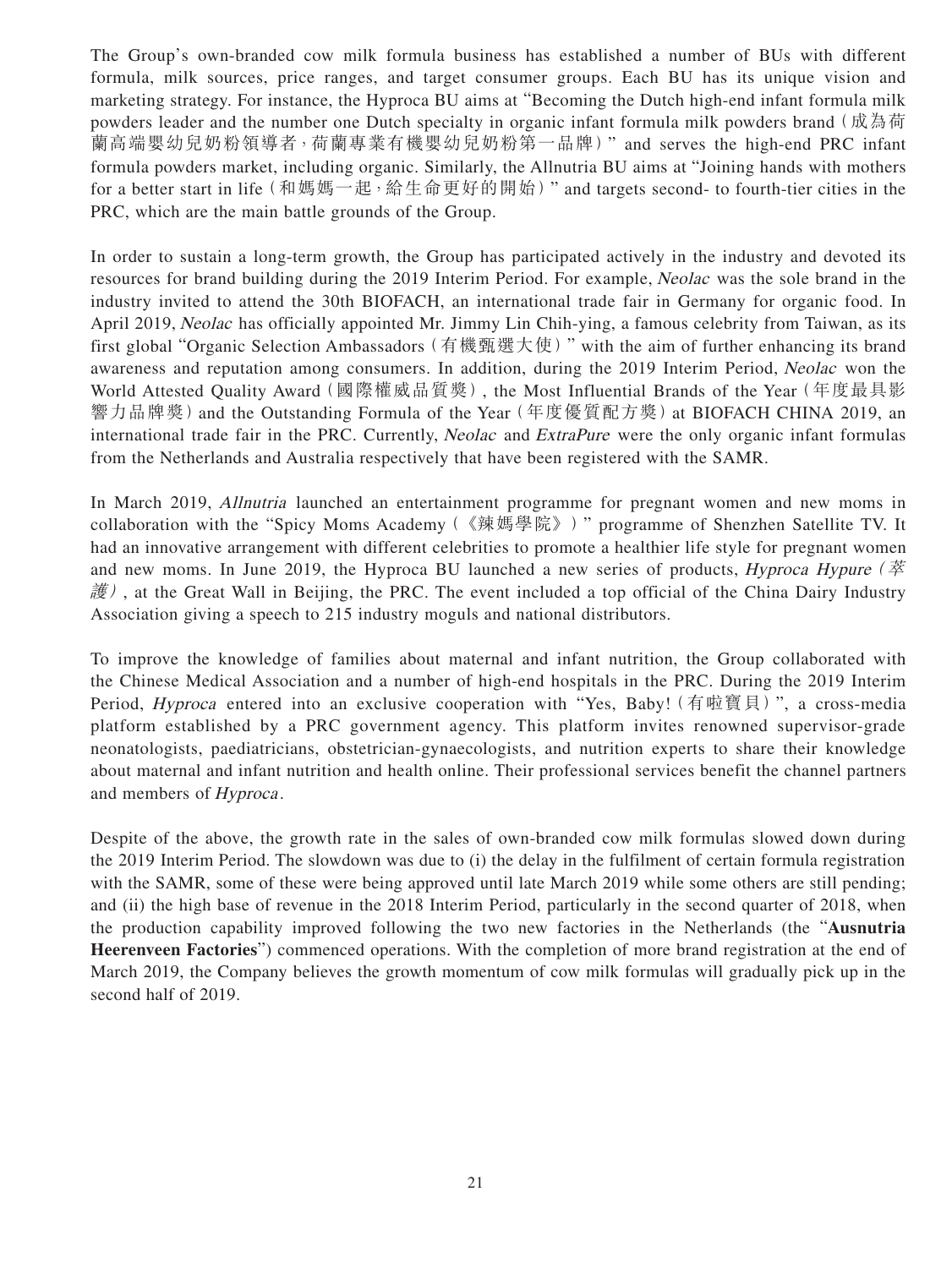The Group's own-branded cow milk formula business has established a number of BUs with different formula, milk sources, price ranges, and target consumer groups. Each BU has its unique vision and marketing strategy. For instance, the Hyproca BU aims at "Becoming the Dutch high-end infant formula milk powders leader and the number one Dutch specialty in organic infant formula milk powders brand (成為荷蘭高端嬰幼兒奶粉領導者，荷蘭專業有機嬰幼兒奶粉第一品牌)" and serves the high-end PRC infant formula powders market, including organic. Similarly, the Allnutria BU aims at "Joining hands with mothers for a better start in life (和媽媽一起，給生命更好的開始)" and targets second- to fourth-tier cities in the PRC, which are the main battle grounds of the Group.

In order to sustain a long-term growth, the Group has participated actively in the industry and devoted its resources for brand building during the 2019 Interim Period. For example, *Neolac* was the sole brand in the industry invited to attend the 30th BIOFACH, an international trade fair in Germany for organic food. In April 2019, *Neolac* has officially appointed Mr. Jimmy Lin Chih-ying, a famous celebrity from Taiwan, as its first global "Organic Selection Ambassadors (有機甄選大使)" with the aim of further enhancing its brand awareness and reputation among consumers. In addition, during the 2019 Interim Period, *Neolac* won the World Attested Quality Award (國際權威品質獎), the Most Influential Brands of the Year (年度最具影響力品牌獎) and the Outstanding Formula of the Year (年度優質配方獎) at BIOFACH CHINA 2019, an international trade fair in the PRC. Currently, *Neolac* and *ExtraPure* were the only organic infant formulas from the Netherlands and Australia respectively that have been registered with the SAMR.

In March 2019, *Allnutria* launched an entertainment programme for pregnant women and new moms in collaboration with the "Spicy Moms Academy (《辣媽學院》)" programme of Shenzhen Satellite TV. It had an innovative arrangement with different celebrities to promote a healthier life style for pregnant women and new moms. In June 2019, the Hyproca BU launched a new series of products, *Hyproca Hypure (萃護)*, at the Great Wall in Beijing, the PRC. The event included a top official of the China Dairy Industry Association giving a speech to 215 industry moguls and national distributors.

To improve the knowledge of families about maternal and infant nutrition, the Group collaborated with the Chinese Medical Association and a number of high-end hospitals in the PRC. During the 2019 Interim Period, *Hyproca* entered into an exclusive cooperation with "Yes, Baby! (有啦寶貝)", a cross-media platform established by a PRC government agency. This platform invites renowned supervisor-grade neonatologists, paediatricians, obstetrician-gynaecologists, and nutrition experts to share their knowledge about maternal and infant nutrition and health online. Their professional services benefit the channel partners and members of *Hyproca*.

Despite of the above, the growth rate in the sales of own-branded cow milk formulas slowed down during the 2019 Interim Period. The slowdown was due to (i) the delay in the fulfilment of certain formula registration with the SAMR, some of these were being approved until late March 2019 while some others are still pending; and (ii) the high base of revenue in the 2018 Interim Period, particularly in the second quarter of 2018, when the production capability improved following the two new factories in the Netherlands (the "**Ausnutria Heerenveen Factories**") commenced operations. With the completion of more brand registration at the end of March 2019, the Company believes the growth momentum of cow milk formulas will gradually pick up in the second half of 2019.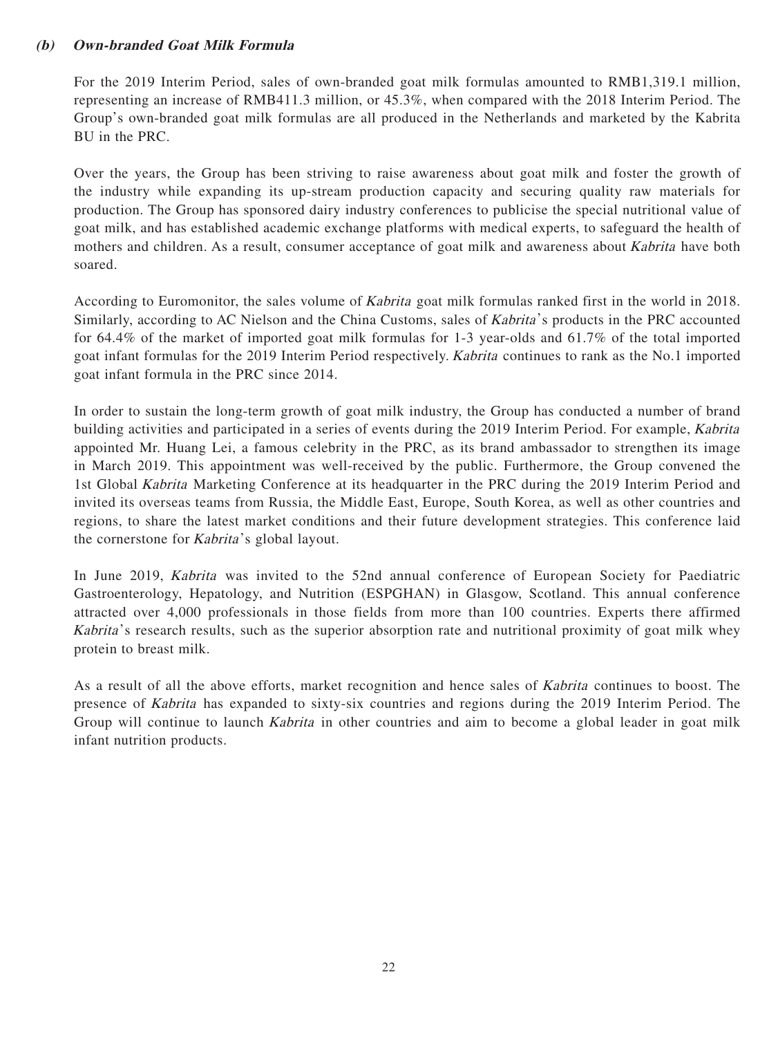### *(b) Own-branded Goat Milk Formula*

For the 2019 Interim Period, sales of own-branded goat milk formulas amounted to RMB1,319.1 million, representing an increase of RMB411.3 million, or 45.3%, when compared with the 2018 Interim Period. The Group's own-branded goat milk formulas are all produced in the Netherlands and marketed by the Kabrita BU in the PRC.

Over the years, the Group has been striving to raise awareness about goat milk and foster the growth of the industry while expanding its up-stream production capacity and securing quality raw materials for production. The Group has sponsored dairy industry conferences to publicise the special nutritional value of goat milk, and has established academic exchange platforms with medical experts, to safeguard the health of mothers and children. As a result, consumer acceptance of goat milk and awareness about *Kabrita* have both soared.

According to Euromonitor, the sales volume of *Kabrita* goat milk formulas ranked first in the world in 2018. Similarly, according to AC Nielson and the China Customs, sales of *Kabrita*'s products in the PRC accounted for 64.4% of the market of imported goat milk formulas for 1-3 year-olds and 61.7% of the total imported goat infant formulas for the 2019 Interim Period respectively. *Kabrita* continues to rank as the No.1 imported goat infant formula in the PRC since 2014.

In order to sustain the long-term growth of goat milk industry, the Group has conducted a number of brand building activities and participated in a series of events during the 2019 Interim Period. For example, *Kabrita* appointed Mr. Huang Lei, a famous celebrity in the PRC, as its brand ambassador to strengthen its image in March 2019. This appointment was well-received by the public. Furthermore, the Group convened the 1st Global *Kabrita* Marketing Conference at its headquarter in the PRC during the 2019 Interim Period and invited its overseas teams from Russia, the Middle East, Europe, South Korea, as well as other countries and regions, to share the latest market conditions and their future development strategies. This conference laid the cornerstone for *Kabrita*'s global layout.

In June 2019, *Kabrita* was invited to the 52nd annual conference of European Society for Paediatric Gastroenterology, Hepatology, and Nutrition (ESPGHAN) in Glasgow, Scotland. This annual conference attracted over 4,000 professionals in those fields from more than 100 countries. Experts there affirmed *Kabrita*'s research results, such as the superior absorption rate and nutritional proximity of goat milk whey protein to breast milk.

As a result of all the above efforts, market recognition and hence sales of *Kabrita* continues to boost. The presence of *Kabrita* has expanded to sixty-six countries and regions during the 2019 Interim Period. The Group will continue to launch *Kabrita* in other countries and aim to become a global leader in goat milk infant nutrition products.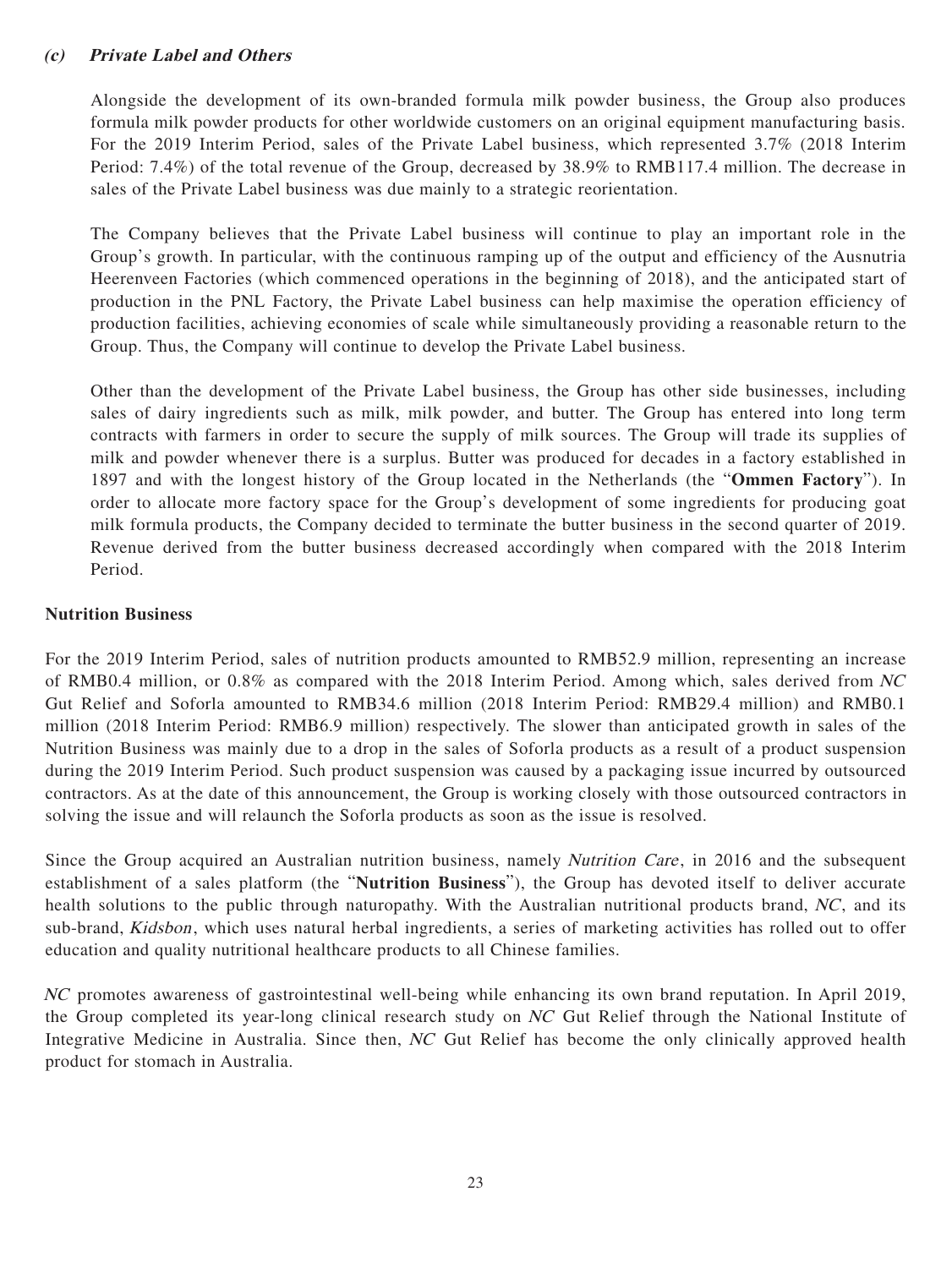### *(c) Private Label and Others*

Alongside the development of its own-branded formula milk powder business, the Group also produces formula milk powder products for other worldwide customers on an original equipment manufacturing basis. For the 2019 Interim Period, sales of the Private Label business, which represented 3.7% (2018 Interim Period: 7.4%) of the total revenue of the Group, decreased by 38.9% to RMB117.4 million. The decrease in sales of the Private Label business was due mainly to a strategic reorientation.

The Company believes that the Private Label business will continue to play an important role in the Group's growth. In particular, with the continuous ramping up of the output and efficiency of the Ausnutria Heerenveen Factories (which commenced operations in the beginning of 2018), and the anticipated start of production in the PNL Factory, the Private Label business can help maximise the operation efficiency of production facilities, achieving economies of scale while simultaneously providing a reasonable return to the Group. Thus, the Company will continue to develop the Private Label business.

Other than the development of the Private Label business, the Group has other side businesses, including sales of dairy ingredients such as milk, milk powder, and butter. The Group has entered into long term contracts with farmers in order to secure the supply of milk sources. The Group will trade its supplies of milk and powder whenever there is a surplus. Butter was produced for decades in a factory established in 1897 and with the longest history of the Group located in the Netherlands (the "**Ommen Factory**"). In order to allocate more factory space for the Group's development of some ingredients for producing goat milk formula products, the Company decided to terminate the butter business in the second quarter of 2019. Revenue derived from the butter business decreased accordingly when compared with the 2018 Interim Period.

**Nutrition Business**

For the 2019 Interim Period, sales of nutrition products amounted to RMB52.9 million, representing an increase of RMB0.4 million, or 0.8% as compared with the 2018 Interim Period. Among which, sales derived from *NC* Gut Relief and Soforla amounted to RMB34.6 million (2018 Interim Period: RMB29.4 million) and RMB0.1 million (2018 Interim Period: RMB6.9 million) respectively. The slower than anticipated growth in sales of the Nutrition Business was mainly due to a drop in the sales of Soforla products as a result of a product suspension during the 2019 Interim Period. Such product suspension was caused by a packaging issue incurred by outsourced contractors. As at the date of this announcement, the Group is working closely with those outsourced contractors in solving the issue and will relaunch the Soforla products as soon as the issue is resolved.

Since the Group acquired an Australian nutrition business, namely *Nutrition Care*, in 2016 and the subsequent establishment of a sales platform (the "**Nutrition Business**"), the Group has devoted itself to deliver accurate health solutions to the public through naturopathy. With the Australian nutritional products brand, *NC*, and its sub-brand, *Kidsbon*, which uses natural herbal ingredients, a series of marketing activities has rolled out to offer education and quality nutritional healthcare products to all Chinese families.

*NC* promotes awareness of gastrointestinal well-being while enhancing its own brand reputation. In April 2019, the Group completed its year-long clinical research study on *NC* Gut Relief through the National Institute of Integrative Medicine in Australia. Since then, *NC* Gut Relief has become the only clinically approved health product for stomach in Australia.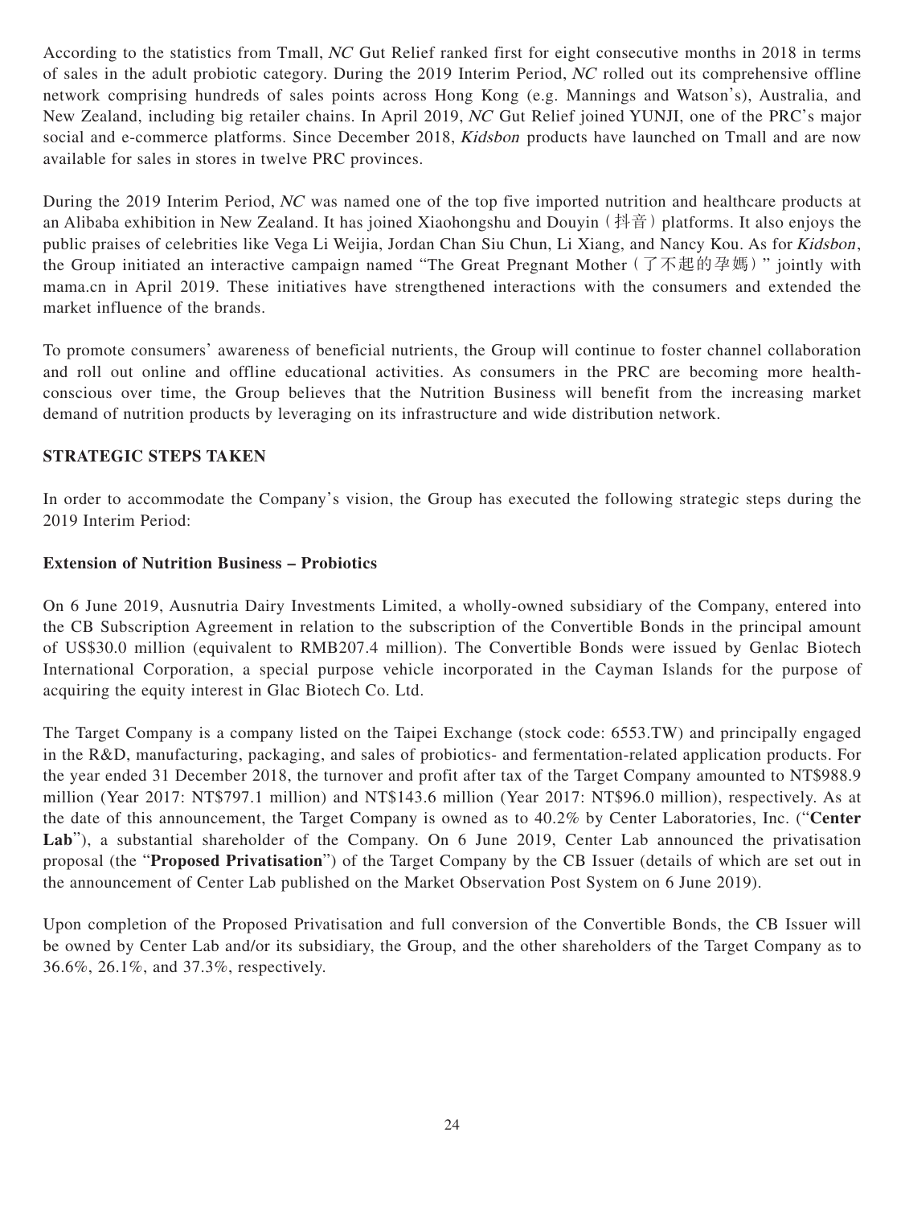According to the statistics from Tmall, *NC* Gut Relief ranked first for eight consecutive months in 2018 in terms of sales in the adult probiotic category. During the 2019 Interim Period, *NC* rolled out its comprehensive offline network comprising hundreds of sales points across Hong Kong (e.g. Mannings and Watson's), Australia, and New Zealand, including big retailer chains. In April 2019, *NC* Gut Relief joined YUNJI, one of the PRC's major social and e-commerce platforms. Since December 2018, *Kidsbon* products have launched on Tmall and are now available for sales in stores in twelve PRC provinces.

During the 2019 Interim Period, *NC* was named one of the top five imported nutrition and healthcare products at an Alibaba exhibition in New Zealand. It has joined Xiaohongshu and Douyin（抖音）platforms. It also enjoys the public praises of celebrities like Vega Li Weijia, Jordan Chan Siu Chun, Li Xiang, and Nancy Kou. As for *Kidsbon*, the Group initiated an interactive campaign named "The Great Pregnant Mother（了不起的孕媽）" jointly with mama.cn in April 2019. These initiatives have strengthened interactions with the consumers and extended the market influence of the brands.

To promote consumers' awareness of beneficial nutrients, the Group will continue to foster channel collaboration and roll out online and offline educational activities. As consumers in the PRC are becoming more health-conscious over time, the Group believes that the Nutrition Business will benefit from the increasing market demand of nutrition products by leveraging on its infrastructure and wide distribution network.

## STRATEGIC STEPS TAKEN

In order to accommodate the Company's vision, the Group has executed the following strategic steps during the 2019 Interim Period:

### Extension of Nutrition Business – Probiotics

On 6 June 2019, Ausnutria Dairy Investments Limited, a wholly-owned subsidiary of the Company, entered into the CB Subscription Agreement in relation to the subscription of the Convertible Bonds in the principal amount of US$30.0 million (equivalent to RMB207.4 million). The Convertible Bonds were issued by Genlac Biotech International Corporation, a special purpose vehicle incorporated in the Cayman Islands for the purpose of acquiring the equity interest in Glac Biotech Co. Ltd.

The Target Company is a company listed on the Taipei Exchange (stock code: 6553.TW) and principally engaged in the R&D, manufacturing, packaging, and sales of probiotics- and fermentation-related application products. For the year ended 31 December 2018, the turnover and profit after tax of the Target Company amounted to NT$988.9 million (Year 2017: NT$797.1 million) and NT$143.6 million (Year 2017: NT$96.0 million), respectively. As at the date of this announcement, the Target Company is owned as to 40.2% by Center Laboratories, Inc. ("**Center Lab**"), a substantial shareholder of the Company. On 6 June 2019, Center Lab announced the privatisation proposal (the "**Proposed Privatisation**") of the Target Company by the CB Issuer (details of which are set out in the announcement of Center Lab published on the Market Observation Post System on 6 June 2019).

Upon completion of the Proposed Privatisation and full conversion of the Convertible Bonds, the CB Issuer will be owned by Center Lab and/or its subsidiary, the Group, and the other shareholders of the Target Company as to 36.6%, 26.1%, and 37.3%, respectively.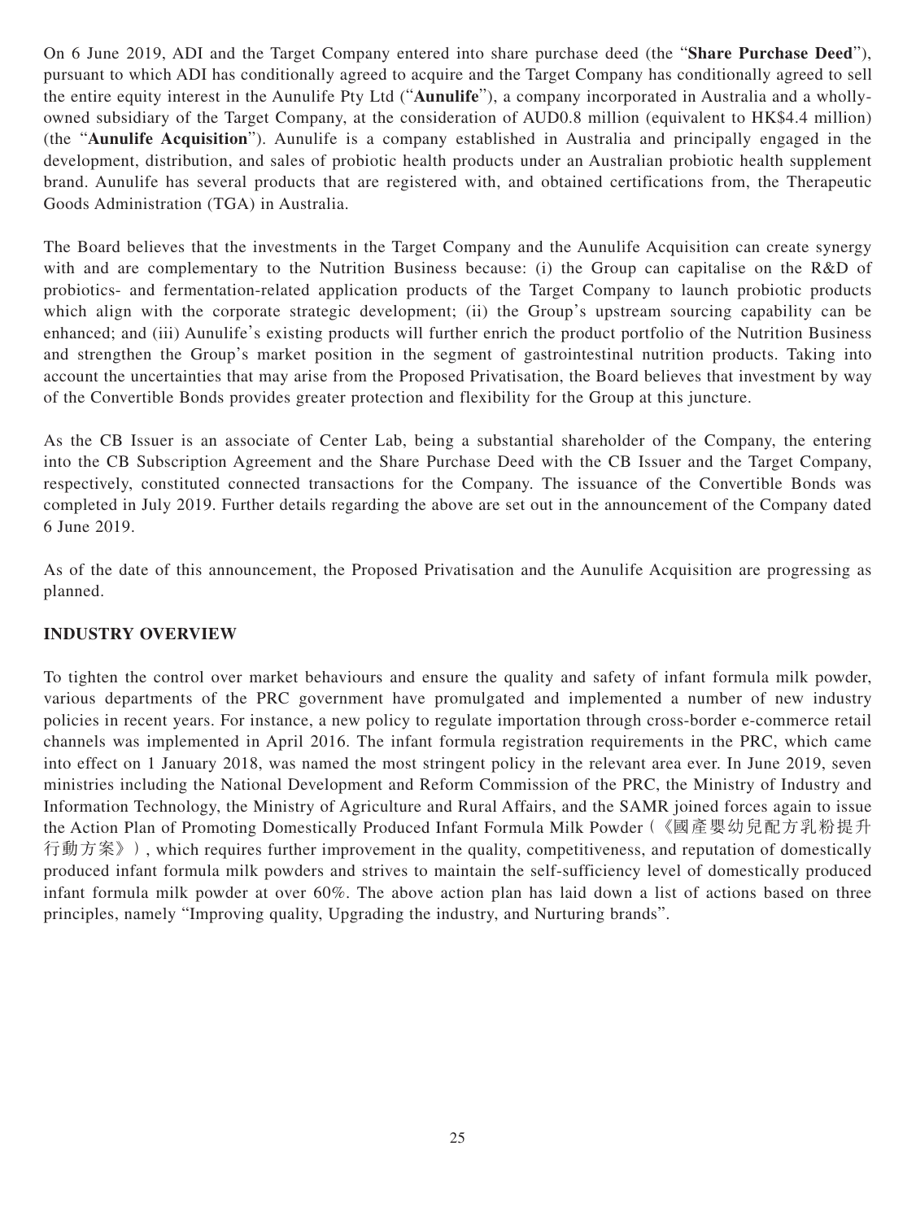On 6 June 2019, ADI and the Target Company entered into share purchase deed (the "**Share Purchase Deed**"), pursuant to which ADI has conditionally agreed to acquire and the Target Company has conditionally agreed to sell the entire equity interest in the Aunulife Pty Ltd ("**Aunulife**"), a company incorporated in Australia and a wholly-owned subsidiary of the Target Company, at the consideration of AUD0.8 million (equivalent to HK$4.4 million) (the "**Aunulife Acquisition**"). Aunulife is a company established in Australia and principally engaged in the development, distribution, and sales of probiotic health products under an Australian probiotic health supplement brand. Aunulife has several products that are registered with, and obtained certifications from, the Therapeutic Goods Administration (TGA) in Australia.

The Board believes that the investments in the Target Company and the Aunulife Acquisition can create synergy with and are complementary to the Nutrition Business because: (i) the Group can capitalise on the R&D of probiotics- and fermentation-related application products of the Target Company to launch probiotic products which align with the corporate strategic development; (ii) the Group's upstream sourcing capability can be enhanced; and (iii) Aunulife's existing products will further enrich the product portfolio of the Nutrition Business and strengthen the Group's market position in the segment of gastrointestinal nutrition products. Taking into account the uncertainties that may arise from the Proposed Privatisation, the Board believes that investment by way of the Convertible Bonds provides greater protection and flexibility for the Group at this juncture.

As the CB Issuer is an associate of Center Lab, being a substantial shareholder of the Company, the entering into the CB Subscription Agreement and the Share Purchase Deed with the CB Issuer and the Target Company, respectively, constituted connected transactions for the Company. The issuance of the Convertible Bonds was completed in July 2019. Further details regarding the above are set out in the announcement of the Company dated 6 June 2019.

As of the date of this announcement, the Proposed Privatisation and the Aunulife Acquisition are progressing as planned.

## INDUSTRY OVERVIEW

To tighten the control over market behaviours and ensure the quality and safety of infant formula milk powder, various departments of the PRC government have promulgated and implemented a number of new industry policies in recent years. For instance, a new policy to regulate importation through cross-border e-commerce retail channels was implemented in April 2016. The infant formula registration requirements in the PRC, which came into effect on 1 January 2018, was named the most stringent policy in the relevant area ever. In June 2019, seven ministries including the National Development and Reform Commission of the PRC, the Ministry of Industry and Information Technology, the Ministry of Agriculture and Rural Affairs, and the SAMR joined forces again to issue the Action Plan of Promoting Domestically Produced Infant Formula Milk Powder (《國產嬰幼兒配方乳粉提升行動方案》), which requires further improvement in the quality, competitiveness, and reputation of domestically produced infant formula milk powders and strives to maintain the self-sufficiency level of domestically produced infant formula milk powder at over 60%. The above action plan has laid down a list of actions based on three principles, namely "Improving quality, Upgrading the industry, and Nurturing brands".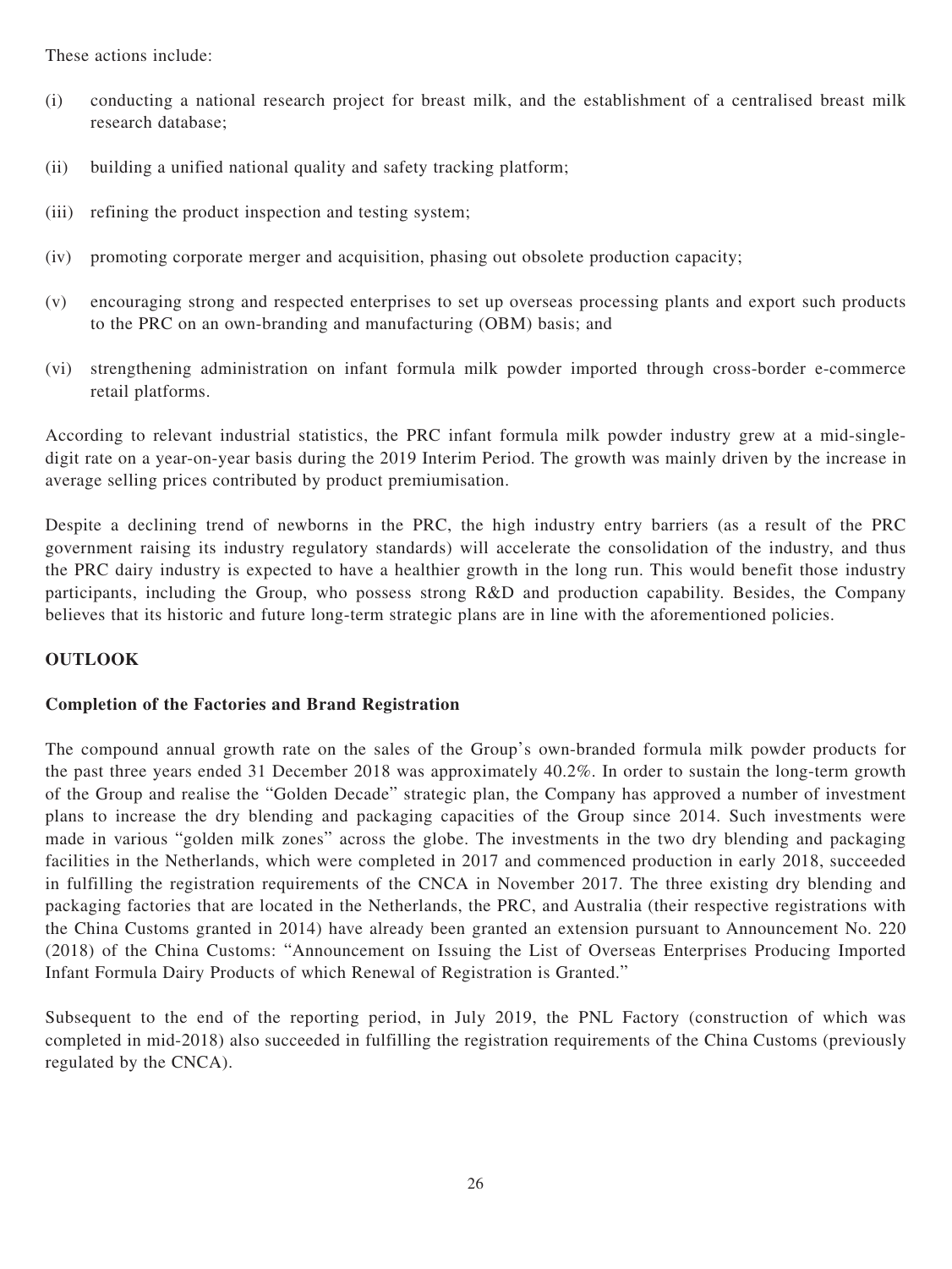These actions include:

(i) conducting a national research project for breast milk, and the establishment of a centralised breast milk research database;

(ii) building a unified national quality and safety tracking platform;

(iii) refining the product inspection and testing system;

(iv) promoting corporate merger and acquisition, phasing out obsolete production capacity;

(v) encouraging strong and respected enterprises to set up overseas processing plants and export such products to the PRC on an own-branding and manufacturing (OBM) basis; and

(vi) strengthening administration on infant formula milk powder imported through cross-border e-commerce retail platforms.

According to relevant industrial statistics, the PRC infant formula milk powder industry grew at a mid-single-digit rate on a year-on-year basis during the 2019 Interim Period. The growth was mainly driven by the increase in average selling prices contributed by product premiumisation.

Despite a declining trend of newborns in the PRC, the high industry entry barriers (as a result of the PRC government raising its industry regulatory standards) will accelerate the consolidation of the industry, and thus the PRC dairy industry is expected to have a healthier growth in the long run. This would benefit those industry participants, including the Group, who possess strong R&D and production capability. Besides, the Company believes that its historic and future long-term strategic plans are in line with the aforementioned policies.

## OUTLOOK

### Completion of the Factories and Brand Registration

The compound annual growth rate on the sales of the Group's own-branded formula milk powder products for the past three years ended 31 December 2018 was approximately 40.2%. In order to sustain the long-term growth of the Group and realise the "Golden Decade" strategic plan, the Company has approved a number of investment plans to increase the dry blending and packaging capacities of the Group since 2014. Such investments were made in various "golden milk zones" across the globe. The investments in the two dry blending and packaging facilities in the Netherlands, which were completed in 2017 and commenced production in early 2018, succeeded in fulfilling the registration requirements of the CNCA in November 2017. The three existing dry blending and packaging factories that are located in the Netherlands, the PRC, and Australia (their respective registrations with the China Customs granted in 2014) have already been granted an extension pursuant to Announcement No. 220 (2018) of the China Customs: "Announcement on Issuing the List of Overseas Enterprises Producing Imported Infant Formula Dairy Products of which Renewal of Registration is Granted."

Subsequent to the end of the reporting period, in July 2019, the PNL Factory (construction of which was completed in mid-2018) also succeeded in fulfilling the registration requirements of the China Customs (previously regulated by the CNCA).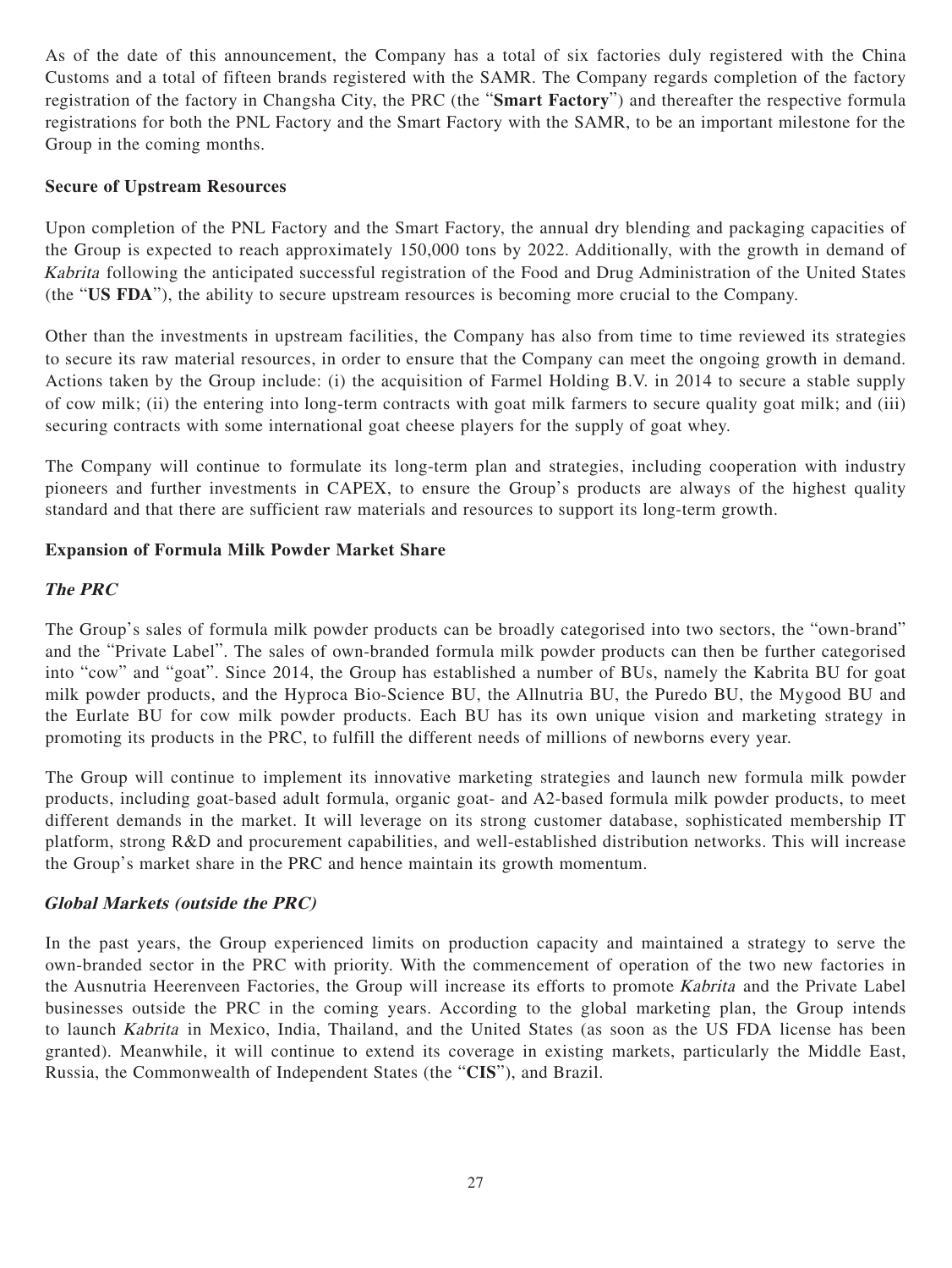As of the date of this announcement, the Company has a total of six factories duly registered with the China Customs and a total of fifteen brands registered with the SAMR. The Company regards completion of the factory registration of the factory in Changsha City, the PRC (the "**Smart Factory**") and thereafter the respective formula registrations for both the PNL Factory and the Smart Factory with the SAMR, to be an important milestone for the Group in the coming months.

**Secure of Upstream Resources**

Upon completion of the PNL Factory and the Smart Factory, the annual dry blending and packaging capacities of the Group is expected to reach approximately 150,000 tons by 2022. Additionally, with the growth in demand of *Kabrita* following the anticipated successful registration of the Food and Drug Administration of the United States (the "**US FDA**"), the ability to secure upstream resources is becoming more crucial to the Company.

Other than the investments in upstream facilities, the Company has also from time to time reviewed its strategies to secure its raw material resources, in order to ensure that the Company can meet the ongoing growth in demand. Actions taken by the Group include: (i) the acquisition of Farmel Holding B.V. in 2014 to secure a stable supply of cow milk; (ii) the entering into long-term contracts with goat milk farmers to secure quality goat milk; and (iii) securing contracts with some international goat cheese players for the supply of goat whey.

The Company will continue to formulate its long-term plan and strategies, including cooperation with industry pioneers and further investments in CAPEX, to ensure the Group's products are always of the highest quality standard and that there are sufficient raw materials and resources to support its long-term growth.

**Expansion of Formula Milk Powder Market Share**

***The PRC***

The Group's sales of formula milk powder products can be broadly categorised into two sectors, the "own-brand" and the "Private Label". The sales of own-branded formula milk powder products can then be further categorised into "cow" and "goat". Since 2014, the Group has established a number of BUs, namely the Kabrita BU for goat milk powder products, and the Hyproca Bio-Science BU, the Allnutria BU, the Puredo BU, the Mygood BU and the Eurlate BU for cow milk powder products. Each BU has its own unique vision and marketing strategy in promoting its products in the PRC, to fulfill the different needs of millions of newborns every year.

The Group will continue to implement its innovative marketing strategies and launch new formula milk powder products, including goat-based adult formula, organic goat- and A2-based formula milk powder products, to meet different demands in the market. It will leverage on its strong customer database, sophisticated membership IT platform, strong R&D and procurement capabilities, and well-established distribution networks. This will increase the Group's market share in the PRC and hence maintain its growth momentum.

***Global Markets (outside the PRC)***

In the past years, the Group experienced limits on production capacity and maintained a strategy to serve the own-branded sector in the PRC with priority. With the commencement of operation of the two new factories in the Ausnutria Heerenveen Factories, the Group will increase its efforts to promote *Kabrita* and the Private Label businesses outside the PRC in the coming years. According to the global marketing plan, the Group intends to launch *Kabrita* in Mexico, India, Thailand, and the United States (as soon as the US FDA license has been granted). Meanwhile, it will continue to extend its coverage in existing markets, particularly the Middle East, Russia, the Commonwealth of Independent States (the "**CIS**"), and Brazil.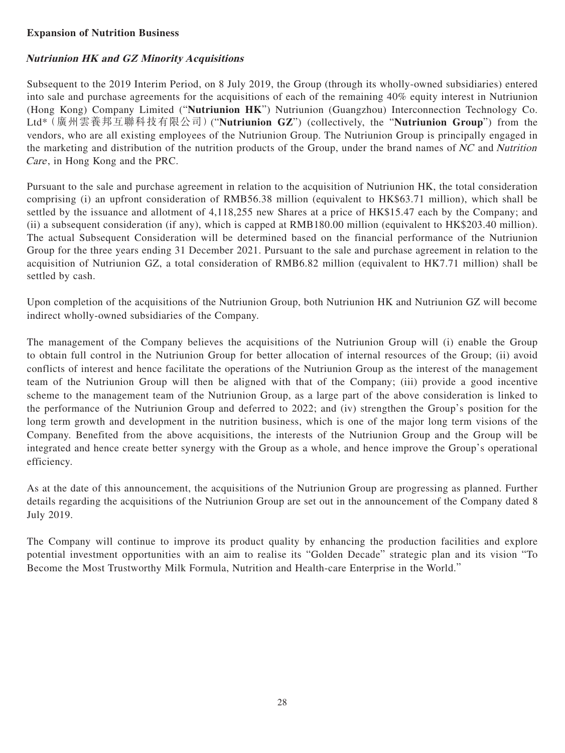**Expansion of Nutrition Business**

***Nutriunion HK and GZ Minority Acquisitions***

Subsequent to the 2019 Interim Period, on 8 July 2019, the Group (through its wholly-owned subsidiaries) entered into sale and purchase agreements for the acquisitions of each of the remaining 40% equity interest in Nutriunion (Hong Kong) Company Limited ("**Nutriunion HK**") Nutriunion (Guangzhou) Interconnection Technology Co. Ltd*（廣州雲養邦互聯科技有限公司）("**Nutriunion GZ**") (collectively, the "**Nutriunion Group**") from the vendors, who are all existing employees of the Nutriunion Group. The Nutriunion Group is principally engaged in the marketing and distribution of the nutrition products of the Group, under the brand names of *NC* and *Nutrition Care*, in Hong Kong and the PRC.

Pursuant to the sale and purchase agreement in relation to the acquisition of Nutriunion HK, the total consideration comprising (i) an upfront consideration of RMB56.38 million (equivalent to HK$63.71 million), which shall be settled by the issuance and allotment of 4,118,255 new Shares at a price of HK$15.47 each by the Company; and (ii) a subsequent consideration (if any), which is capped at RMB180.00 million (equivalent to HK$203.40 million). The actual Subsequent Consideration will be determined based on the financial performance of the Nutriunion Group for the three years ending 31 December 2021. Pursuant to the sale and purchase agreement in relation to the acquisition of Nutriunion GZ, a total consideration of RMB6.82 million (equivalent to HK7.71 million) shall be settled by cash.

Upon completion of the acquisitions of the Nutriunion Group, both Nutriunion HK and Nutriunion GZ will become indirect wholly-owned subsidiaries of the Company.

The management of the Company believes the acquisitions of the Nutriunion Group will (i) enable the Group to obtain full control in the Nutriunion Group for better allocation of internal resources of the Group; (ii) avoid conflicts of interest and hence facilitate the operations of the Nutriunion Group as the interest of the management team of the Nutriunion Group will then be aligned with that of the Company; (iii) provide a good incentive scheme to the management team of the Nutriunion Group, as a large part of the above consideration is linked to the performance of the Nutriunion Group and deferred to 2022; and (iv) strengthen the Group's position for the long term growth and development in the nutrition business, which is one of the major long term visions of the Company. Benefited from the above acquisitions, the interests of the Nutriunion Group and the Group will be integrated and hence create better synergy with the Group as a whole, and hence improve the Group's operational efficiency.

As at the date of this announcement, the acquisitions of the Nutriunion Group are progressing as planned. Further details regarding the acquisitions of the Nutriunion Group are set out in the announcement of the Company dated 8 July 2019.

The Company will continue to improve its product quality by enhancing the production facilities and explore potential investment opportunities with an aim to realise its "Golden Decade" strategic plan and its vision "To Become the Most Trustworthy Milk Formula, Nutrition and Health-care Enterprise in the World."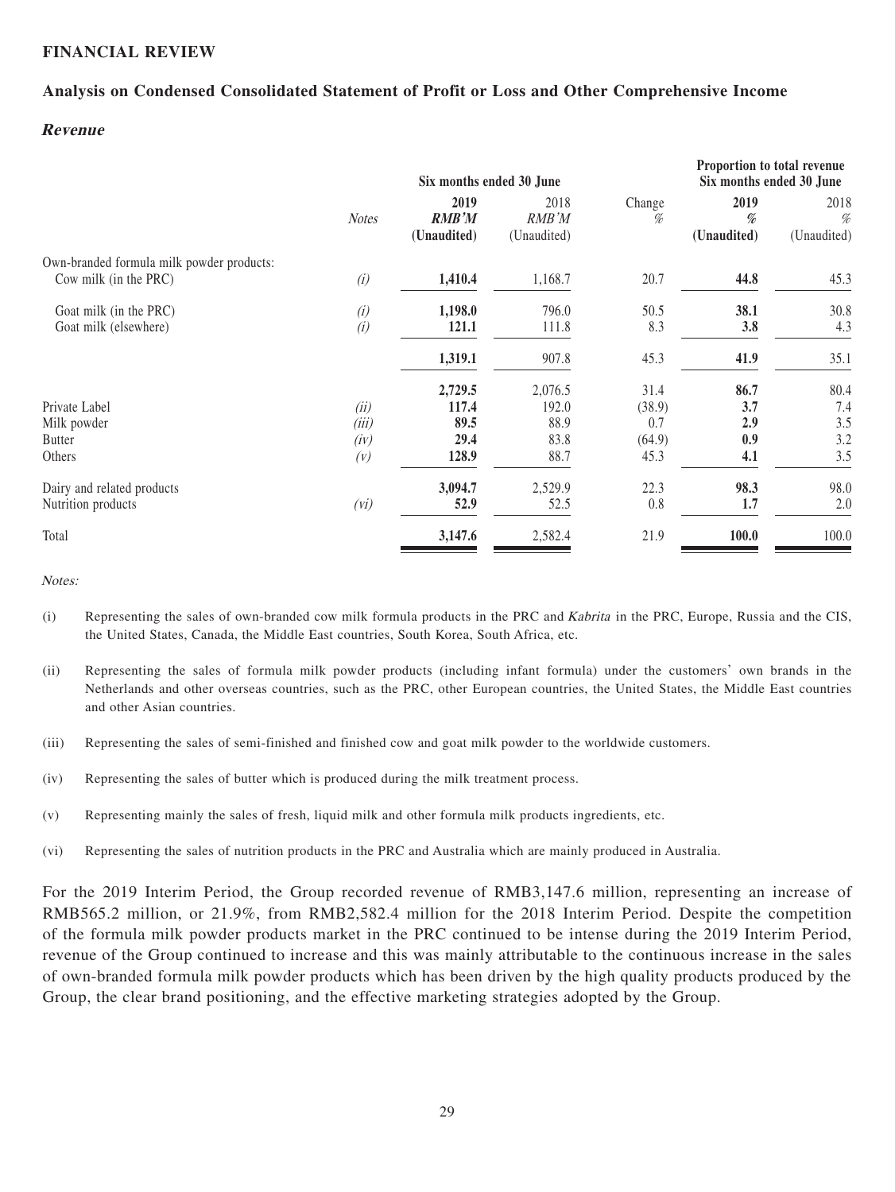## FINANCIAL REVIEW

### Analysis on Condensed Consolidated Statement of Profit or Loss and Other Comprehensive Income

#### *Revenue*

| | Notes | Six months ended 30 June | | Change | Proportion to total revenue Six months ended 30 June | |
|---|---|---|---|---|---|---|
| | | **2019** | 2018 | | **2019** | 2018 |
| | | ***RMB'M*** | *RMB'M* | % | **%** | % |
| | | **(Unaudited)** | (Unaudited) | | **(Unaudited)** | (Unaudited) |
| Own-branded formula milk powder products: | | | | | | |
| Cow milk (in the PRC) | *(i)* | **1,410.4** | 1,168.7 | 20.7 | **44.8** | 45.3 |
| Goat milk (in the PRC) | *(i)* | **1,198.0** | 796.0 | 50.5 | **38.1** | 30.8 |
| Goat milk (elsewhere) | *(i)* | **121.1** | 111.8 | 8.3 | **3.8** | 4.3 |
| | | **1,319.1** | 907.8 | 45.3 | **41.9** | 35.1 |
| | | **2,729.5** | 2,076.5 | 31.4 | **86.7** | 80.4 |
| Private Label | *(ii)* | **117.4** | 192.0 | (38.9) | **3.7** | 7.4 |
| Milk powder | *(iii)* | **89.5** | 88.9 | 0.7 | **2.9** | 3.5 |
| Butter | *(iv)* | **29.4** | 83.8 | (64.9) | **0.9** | 3.2 |
| Others | *(v)* | **128.9** | 88.7 | 45.3 | **4.1** | 3.5 |
| Dairy and related products | | **3,094.7** | 2,529.9 | 22.3 | **98.3** | 98.0 |
| Nutrition products | *(vi)* | **52.9** | 52.5 | 0.8 | **1.7** | 2.0 |
| Total | | **3,147.6** | 2,582.4 | 21.9 | **100.0** | 100.0 |

*Notes:*

(i) Representing the sales of own-branded cow milk formula products in the PRC and *Kabrita* in the PRC, Europe, Russia and the CIS, the United States, Canada, the Middle East countries, South Korea, South Africa, etc.

(ii) Representing the sales of formula milk powder products (including infant formula) under the customers' own brands in the Netherlands and other overseas countries, such as the PRC, other European countries, the United States, the Middle East countries and other Asian countries.

(iii) Representing the sales of semi-finished and finished cow and goat milk powder to the worldwide customers.

(iv) Representing the sales of butter which is produced during the milk treatment process.

(v) Representing mainly the sales of fresh, liquid milk and other formula milk products ingredients, etc.

(vi) Representing the sales of nutrition products in the PRC and Australia which are mainly produced in Australia.

For the 2019 Interim Period, the Group recorded revenue of RMB3,147.6 million, representing an increase of RMB565.2 million, or 21.9%, from RMB2,582.4 million for the 2018 Interim Period. Despite the competition of the formula milk powder products market in the PRC continued to be intense during the 2019 Interim Period, revenue of the Group continued to increase and this was mainly attributable to the continuous increase in the sales of own-branded formula milk powder products which has been driven by the high quality products produced by the Group, the clear brand positioning, and the effective marketing strategies adopted by the Group.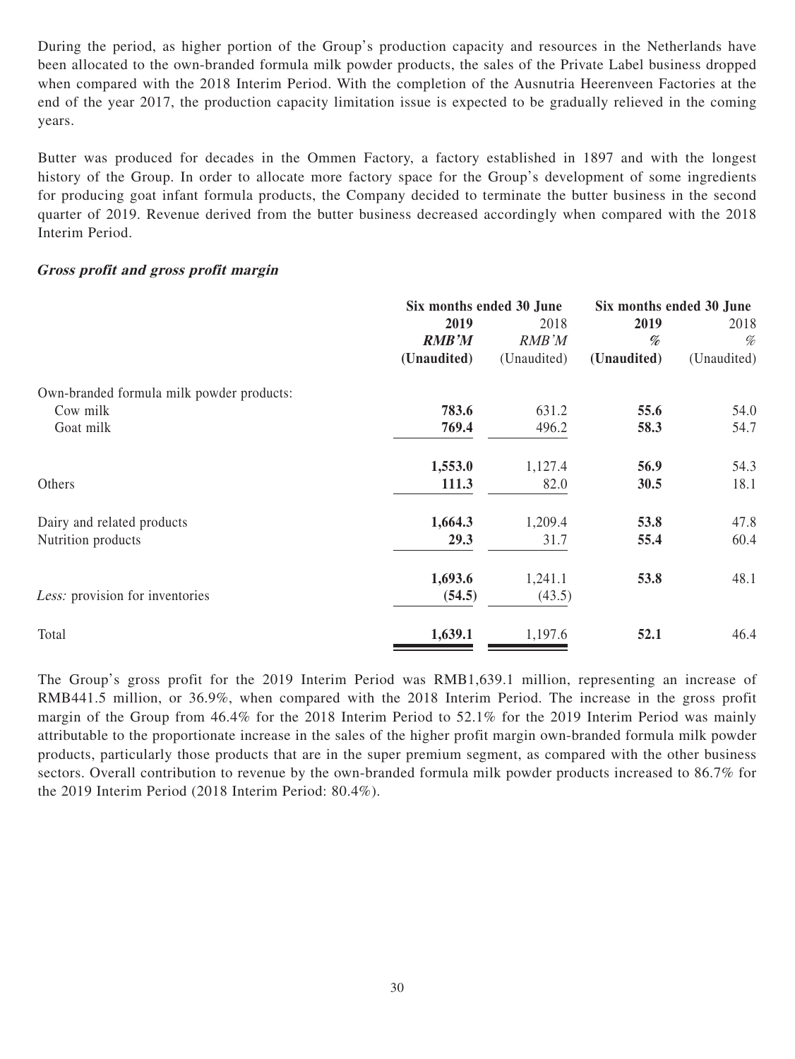During the period, as higher portion of the Group's production capacity and resources in the Netherlands have been allocated to the own-branded formula milk powder products, the sales of the Private Label business dropped when compared with the 2018 Interim Period. With the completion of the Ausnutria Heerenveen Factories at the end of the year 2017, the production capacity limitation issue is expected to be gradually relieved in the coming years.

Butter was produced for decades in the Ommen Factory, a factory established in 1897 and with the longest history of the Group. In order to allocate more factory space for the Group's development of some ingredients for producing goat infant formula products, the Company decided to terminate the butter business in the second quarter of 2019. Revenue derived from the butter business decreased accordingly when compared with the 2018 Interim Period.

***Gross profit and gross profit margin***

| | Six months ended 30 June | | Six months ended 30 June | |
|---|---|---|---|---|
| | **2019** | 2018 | **2019** | 2018 |
| | ***RMB'M*** | *RMB'M* | ***%*** | *%* |
| | **(Unaudited)** | (Unaudited) | **(Unaudited)** | (Unaudited) |
| Own-branded formula milk powder products: | | | | |
| Cow milk | **783.6** | 631.2 | **55.6** | 54.0 |
| Goat milk | **769.4** | 496.2 | **58.3** | 54.7 |
| | **1,553.0** | 1,127.4 | **56.9** | 54.3 |
| Others | **111.3** | 82.0 | **30.5** | 18.1 |
| Dairy and related products | **1,664.3** | 1,209.4 | **53.8** | 47.8 |
| Nutrition products | **29.3** | 31.7 | **55.4** | 60.4 |
| | **1,693.6** | 1,241.1 | **53.8** | 48.1 |
| *Less:* provision for inventories | **(54.5)** | (43.5) | | |
| Total | **1,639.1** | 1,197.6 | **52.1** | 46.4 |

The Group's gross profit for the 2019 Interim Period was RMB1,639.1 million, representing an increase of RMB441.5 million, or 36.9%, when compared with the 2018 Interim Period. The increase in the gross profit margin of the Group from 46.4% for the 2018 Interim Period to 52.1% for the 2019 Interim Period was mainly attributable to the proportionate increase in the sales of the higher profit margin own-branded formula milk powder products, particularly those products that are in the super premium segment, as compared with the other business sectors. Overall contribution to revenue by the own-branded formula milk powder products increased to 86.7% for the 2019 Interim Period (2018 Interim Period: 80.4%).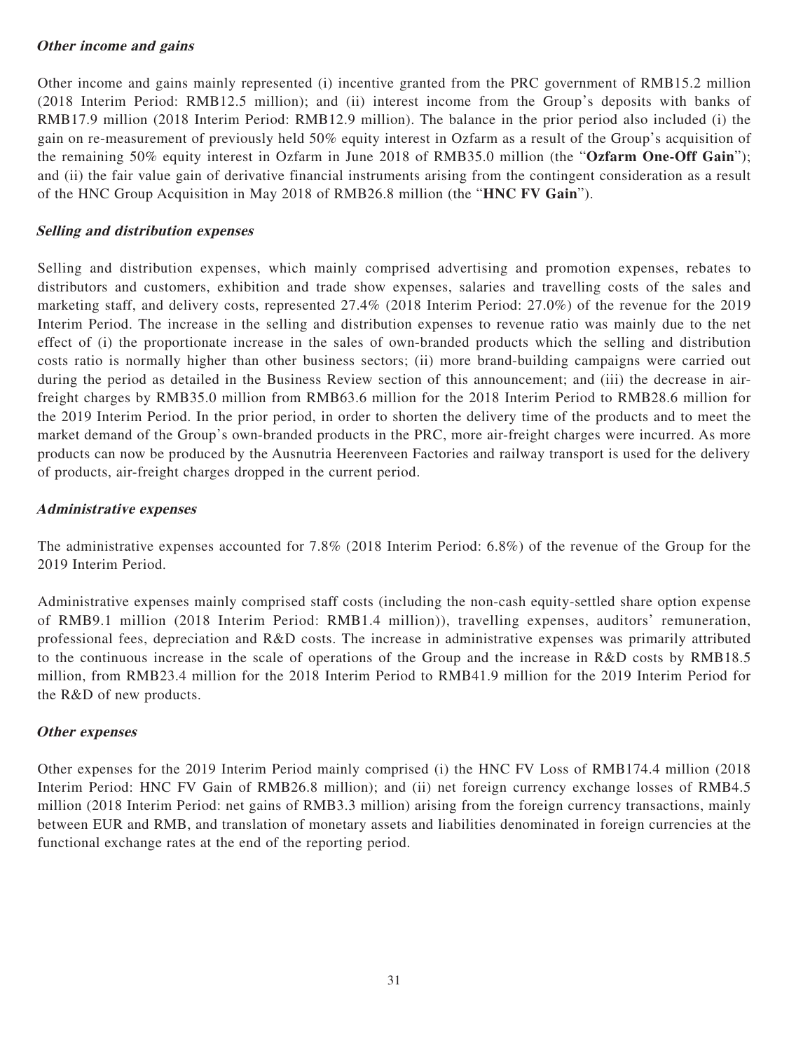***Other income and gains***

Other income and gains mainly represented (i) incentive granted from the PRC government of RMB15.2 million (2018 Interim Period: RMB12.5 million); and (ii) interest income from the Group's deposits with banks of RMB17.9 million (2018 Interim Period: RMB12.9 million). The balance in the prior period also included (i) the gain on re-measurement of previously held 50% equity interest in Ozfarm as a result of the Group's acquisition of the remaining 50% equity interest in Ozfarm in June 2018 of RMB35.0 million (the "**Ozfarm One-Off Gain**"); and (ii) the fair value gain of derivative financial instruments arising from the contingent consideration as a result of the HNC Group Acquisition in May 2018 of RMB26.8 million (the "**HNC FV Gain**").

***Selling and distribution expenses***

Selling and distribution expenses, which mainly comprised advertising and promotion expenses, rebates to distributors and customers, exhibition and trade show expenses, salaries and travelling costs of the sales and marketing staff, and delivery costs, represented 27.4% (2018 Interim Period: 27.0%) of the revenue for the 2019 Interim Period. The increase in the selling and distribution expenses to revenue ratio was mainly due to the net effect of (i) the proportionate increase in the sales of own-branded products which the selling and distribution costs ratio is normally higher than other business sectors; (ii) more brand-building campaigns were carried out during the period as detailed in the Business Review section of this announcement; and (iii) the decrease in air-freight charges by RMB35.0 million from RMB63.6 million for the 2018 Interim Period to RMB28.6 million for the 2019 Interim Period. In the prior period, in order to shorten the delivery time of the products and to meet the market demand of the Group's own-branded products in the PRC, more air-freight charges were incurred. As more products can now be produced by the Ausnutria Heerenveen Factories and railway transport is used for the delivery of products, air-freight charges dropped in the current period.

***Administrative expenses***

The administrative expenses accounted for 7.8% (2018 Interim Period: 6.8%) of the revenue of the Group for the 2019 Interim Period.

Administrative expenses mainly comprised staff costs (including the non-cash equity-settled share option expense of RMB9.1 million (2018 Interim Period: RMB1.4 million)), travelling expenses, auditors' remuneration, professional fees, depreciation and R&D costs. The increase in administrative expenses was primarily attributed to the continuous increase in the scale of operations of the Group and the increase in R&D costs by RMB18.5 million, from RMB23.4 million for the 2018 Interim Period to RMB41.9 million for the 2019 Interim Period for the R&D of new products.

***Other expenses***

Other expenses for the 2019 Interim Period mainly comprised (i) the HNC FV Loss of RMB174.4 million (2018 Interim Period: HNC FV Gain of RMB26.8 million); and (ii) net foreign currency exchange losses of RMB4.5 million (2018 Interim Period: net gains of RMB3.3 million) arising from the foreign currency transactions, mainly between EUR and RMB, and translation of monetary assets and liabilities denominated in foreign currencies at the functional exchange rates at the end of the reporting period.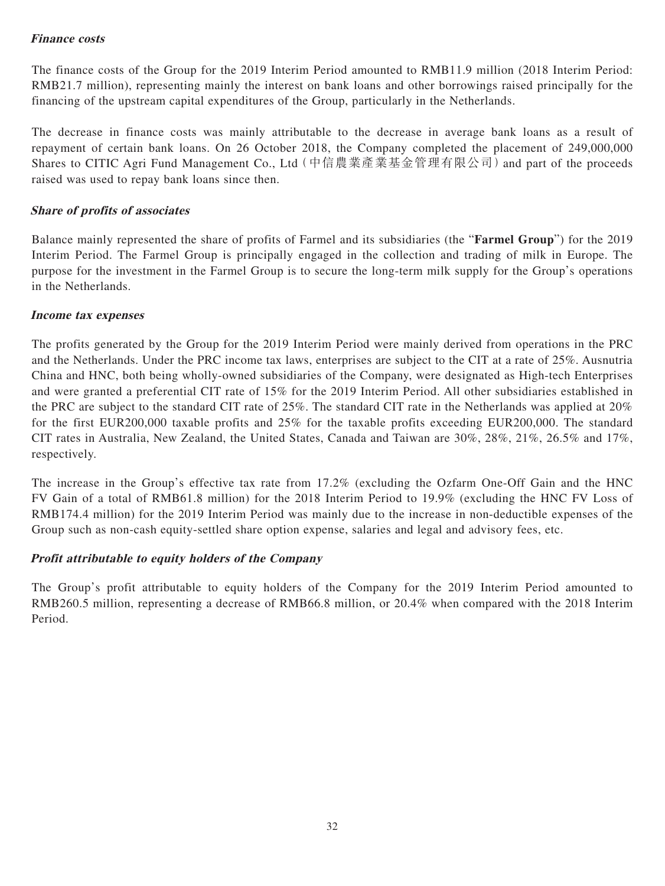### ***Finance costs***

The finance costs of the Group for the 2019 Interim Period amounted to RMB11.9 million (2018 Interim Period: RMB21.7 million), representing mainly the interest on bank loans and other borrowings raised principally for the financing of the upstream capital expenditures of the Group, particularly in the Netherlands.

The decrease in finance costs was mainly attributable to the decrease in average bank loans as a result of repayment of certain bank loans. On 26 October 2018, the Company completed the placement of 249,000,000 Shares to CITIC Agri Fund Management Co., Ltd（中信農業產業基金管理有限公司）and part of the proceeds raised was used to repay bank loans since then.

### ***Share of profits of associates***

Balance mainly represented the share of profits of Farmel and its subsidiaries (the "**Farmel Group**") for the 2019 Interim Period. The Farmel Group is principally engaged in the collection and trading of milk in Europe. The purpose for the investment in the Farmel Group is to secure the long-term milk supply for the Group's operations in the Netherlands.

### ***Income tax expenses***

The profits generated by the Group for the 2019 Interim Period were mainly derived from operations in the PRC and the Netherlands. Under the PRC income tax laws, enterprises are subject to the CIT at a rate of 25%. Ausnutria China and HNC, both being wholly-owned subsidiaries of the Company, were designated as High-tech Enterprises and were granted a preferential CIT rate of 15% for the 2019 Interim Period. All other subsidiaries established in the PRC are subject to the standard CIT rate of 25%. The standard CIT rate in the Netherlands was applied at 20% for the first EUR200,000 taxable profits and 25% for the taxable profits exceeding EUR200,000. The standard CIT rates in Australia, New Zealand, the United States, Canada and Taiwan are 30%, 28%, 21%, 26.5% and 17%, respectively.

The increase in the Group's effective tax rate from 17.2% (excluding the Ozfarm One-Off Gain and the HNC FV Gain of a total of RMB61.8 million) for the 2018 Interim Period to 19.9% (excluding the HNC FV Loss of RMB174.4 million) for the 2019 Interim Period was mainly due to the increase in non-deductible expenses of the Group such as non-cash equity-settled share option expense, salaries and legal and advisory fees, etc.

### ***Profit attributable to equity holders of the Company***

The Group's profit attributable to equity holders of the Company for the 2019 Interim Period amounted to RMB260.5 million, representing a decrease of RMB66.8 million, or 20.4% when compared with the 2018 Interim Period.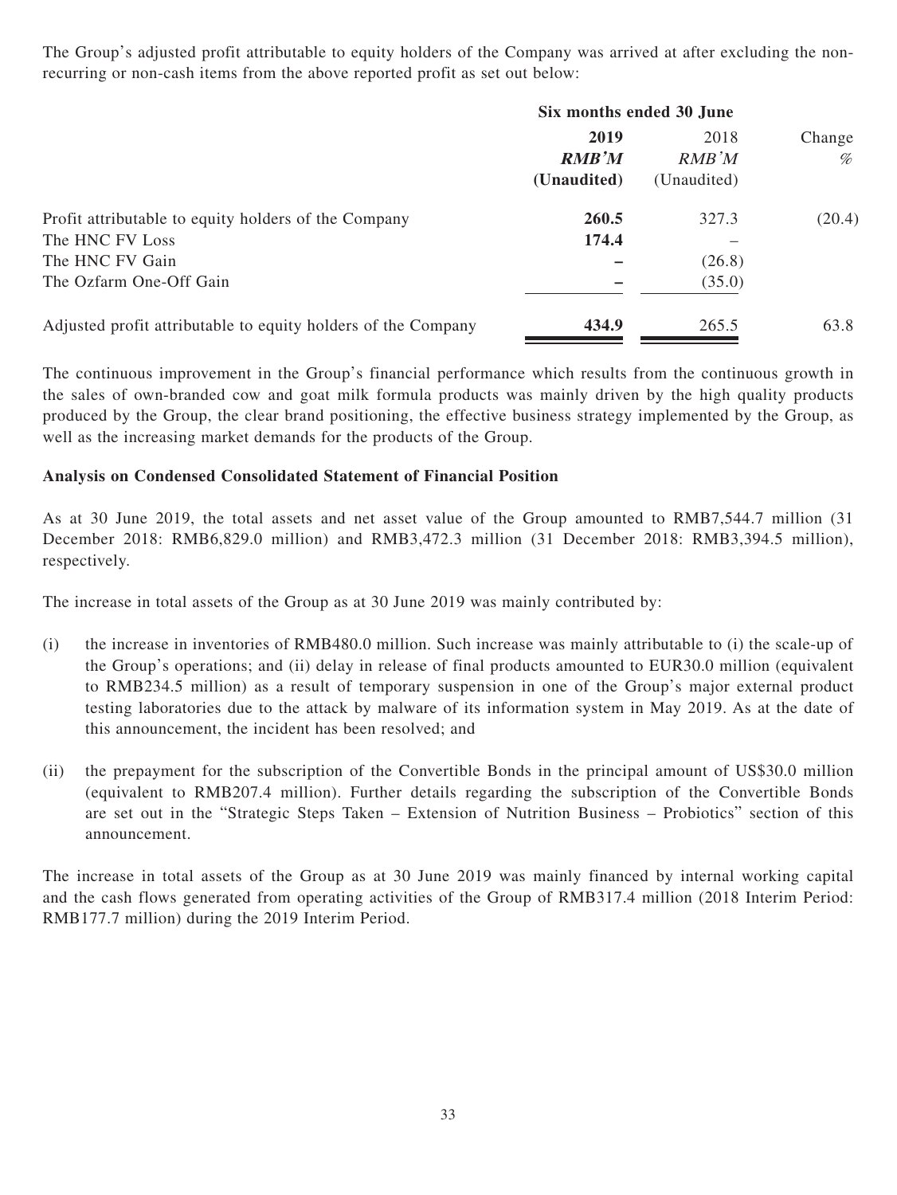The Group's adjusted profit attributable to equity holders of the Company was arrived at after excluding the non-recurring or non-cash items from the above reported profit as set out below:

| | Six months ended 30 June | | |
|---|---|---|---|
| | **2019** | 2018 | Change |
| | ***RMB'M*** | *RMB'M* | *%* |
| | **(Unaudited)** | (Unaudited) | |
| Profit attributable to equity holders of the Company | **260.5** | 327.3 | (20.4) |
| The HNC FV Loss | **174.4** | – | |
| The HNC FV Gain | **–** | (26.8) | |
| The Ozfarm One-Off Gain | **–** | (35.0) | |
| Adjusted profit attributable to equity holders of the Company | **434.9** | 265.5 | 63.8 |

The continuous improvement in the Group's financial performance which results from the continuous growth in the sales of own-branded cow and goat milk formula products was mainly driven by the high quality products produced by the Group, the clear brand positioning, the effective business strategy implemented by the Group, as well as the increasing market demands for the products of the Group.

**Analysis on Condensed Consolidated Statement of Financial Position**

As at 30 June 2019, the total assets and net asset value of the Group amounted to RMB7,544.7 million (31 December 2018: RMB6,829.0 million) and RMB3,472.3 million (31 December 2018: RMB3,394.5 million), respectively.

The increase in total assets of the Group as at 30 June 2019 was mainly contributed by:

(i) the increase in inventories of RMB480.0 million. Such increase was mainly attributable to (i) the scale-up of the Group's operations; and (ii) delay in release of final products amounted to EUR30.0 million (equivalent to RMB234.5 million) as a result of temporary suspension in one of the Group's major external product testing laboratories due to the attack by malware of its information system in May 2019. As at the date of this announcement, the incident has been resolved; and

(ii) the prepayment for the subscription of the Convertible Bonds in the principal amount of US$30.0 million (equivalent to RMB207.4 million). Further details regarding the subscription of the Convertible Bonds are set out in the "Strategic Steps Taken – Extension of Nutrition Business – Probiotics" section of this announcement.

The increase in total assets of the Group as at 30 June 2019 was mainly financed by internal working capital and the cash flows generated from operating activities of the Group of RMB317.4 million (2018 Interim Period: RMB177.7 million) during the 2019 Interim Period.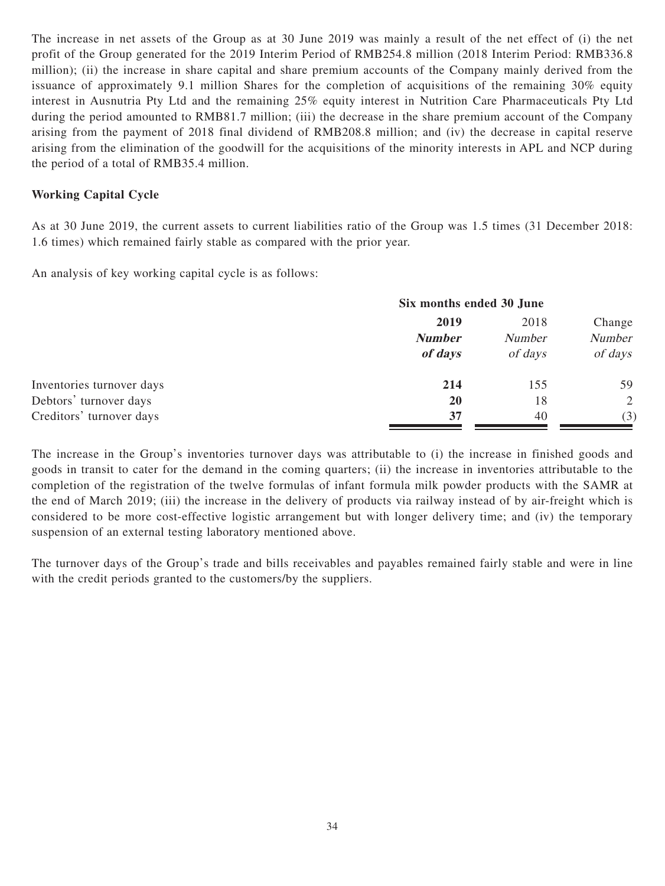The increase in net assets of the Group as at 30 June 2019 was mainly a result of the net effect of (i) the net profit of the Group generated for the 2019 Interim Period of RMB254.8 million (2018 Interim Period: RMB336.8 million); (ii) the increase in share capital and share premium accounts of the Company mainly derived from the issuance of approximately 9.1 million Shares for the completion of acquisitions of the remaining 30% equity interest in Ausnutria Pty Ltd and the remaining 25% equity interest in Nutrition Care Pharmaceuticals Pty Ltd during the period amounted to RMB81.7 million; (iii) the decrease in the share premium account of the Company arising from the payment of 2018 final dividend of RMB208.8 million; and (iv) the decrease in capital reserve arising from the elimination of the goodwill for the acquisitions of the minority interests in APL and NCP during the period of a total of RMB35.4 million.

**Working Capital Cycle**

As at 30 June 2019, the current assets to current liabilities ratio of the Group was 1.5 times (31 December 2018: 1.6 times) which remained fairly stable as compared with the prior year.

An analysis of key working capital cycle is as follows:

| | Six months ended 30 June | | |
|---|---|---|---|
| | **2019** | 2018 | Change |
| | ***Number of days*** | *Number of days* | *Number of days* |
| Inventories turnover days | **214** | 155 | 59 |
| Debtors' turnover days | **20** | 18 | 2 |
| Creditors' turnover days | **37** | 40 | (3) |

The increase in the Group's inventories turnover days was attributable to (i) the increase in finished goods and goods in transit to cater for the demand in the coming quarters; (ii) the increase in inventories attributable to the completion of the registration of the twelve formulas of infant formula milk powder products with the SAMR at the end of March 2019; (iii) the increase in the delivery of products via railway instead of by air-freight which is considered to be more cost-effective logistic arrangement but with longer delivery time; and (iv) the temporary suspension of an external testing laboratory mentioned above.

The turnover days of the Group's trade and bills receivables and payables remained fairly stable and were in line with the credit periods granted to the customers/by the suppliers.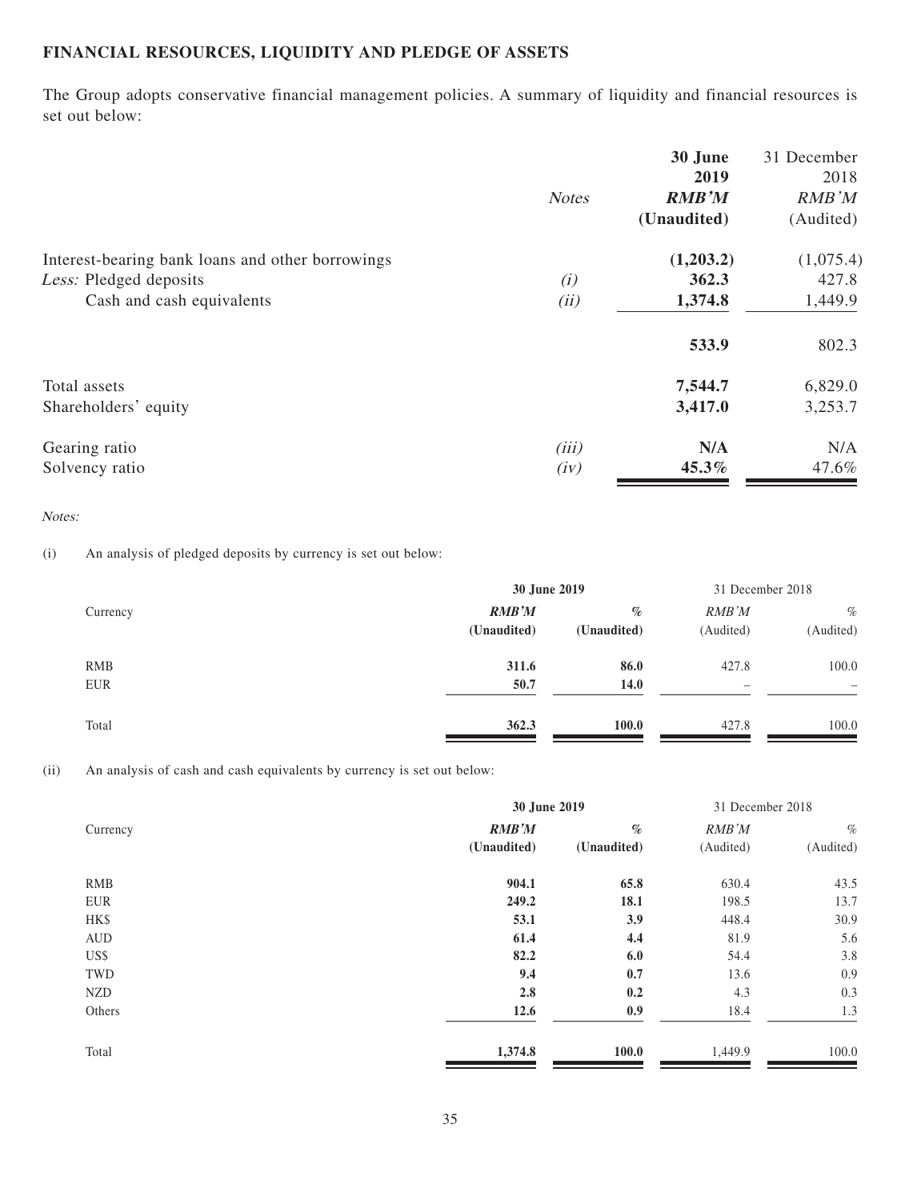## FINANCIAL RESOURCES, LIQUIDITY AND PLEDGE OF ASSETS

The Group adopts conservative financial management policies. A summary of liquidity and financial resources is set out below:

| | *Notes* | **30 June 2019 *RMB'M* (Unaudited)** | 31 December 2018 *RMB'M* (Audited) |
|---|---|---|---|
| Interest-bearing bank loans and other borrowings | | **(1,203.2)** | (1,075.4) |
| *Less:* Pledged deposits | *(i)* | **362.3** | 427.8 |
| Cash and cash equivalents | *(ii)* | **1,374.8** | 1,449.9 |
| | | **533.9** | 802.3 |
| Total assets | | **7,544.7** | 6,829.0 |
| Shareholders' equity | | **3,417.0** | 3,253.7 |
| Gearing ratio | *(iii)* | **N/A** | N/A |
| Solvency ratio | *(iv)* | **45.3%** | 47.6% |

*Notes:*

(i) An analysis of pledged deposits by currency is set out below:

| | **30 June 2019** | | 31 December 2018 | |
|---|---|---|---|---|
| Currency | ***RMB'M* (Unaudited)** | ***%* (Unaudited)** | *RMB'M* (Audited) | *%* (Audited) |
| RMB | **311.6** | **86.0** | 427.8 | 100.0 |
| EUR | **50.7** | **14.0** | – | – |
| Total | **362.3** | **100.0** | 427.8 | 100.0 |

(ii) An analysis of cash and cash equivalents by currency is set out below:

| | **30 June 2019** | | 31 December 2018 | |
|---|---|---|---|---|
| Currency | ***RMB'M* (Unaudited)** | ***%* (Unaudited)** | *RMB'M* (Audited) | *%* (Audited) |
| RMB | **904.1** | **65.8** | 630.4 | 43.5 |
| EUR | **249.2** | **18.1** | 198.5 | 13.7 |
| HK$ | **53.1** | **3.9** | 448.4 | 30.9 |
| AUD | **61.4** | **4.4** | 81.9 | 5.6 |
| US$ | **82.2** | **6.0** | 54.4 | 3.8 |
| TWD | **9.4** | **0.7** | 13.6 | 0.9 |
| NZD | **2.8** | **0.2** | 4.3 | 0.3 |
| Others | **12.6** | **0.9** | 18.4 | 1.3 |
| Total | **1,374.8** | **100.0** | 1,449.9 | 100.0 |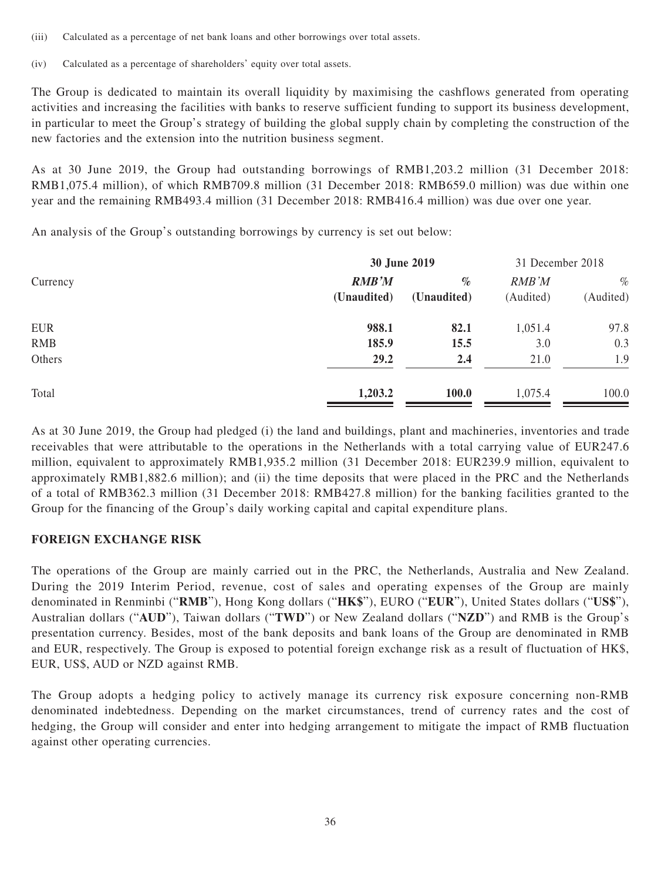(iii) Calculated as a percentage of net bank loans and other borrowings over total assets.

(iv) Calculated as a percentage of shareholders' equity over total assets.

The Group is dedicated to maintain its overall liquidity by maximising the cashflows generated from operating activities and increasing the facilities with banks to reserve sufficient funding to support its business development, in particular to meet the Group's strategy of building the global supply chain by completing the construction of the new factories and the extension into the nutrition business segment.

As at 30 June 2019, the Group had outstanding borrowings of RMB1,203.2 million (31 December 2018: RMB1,075.4 million), of which RMB709.8 million (31 December 2018: RMB659.0 million) was due within one year and the remaining RMB493.4 million (31 December 2018: RMB416.4 million) was due over one year.

An analysis of the Group's outstanding borrowings by currency is set out below:

| | **30 June 2019** | | 31 December 2018 | |
|---|---|---|---|---|
| Currency | ***RMB'M*** **(Unaudited)** | ***%*** **(Unaudited)** | *RMB'M* (Audited) | *%* (Audited) |
| EUR | **988.1** | **82.1** | 1,051.4 | 97.8 |
| RMB | **185.9** | **15.5** | 3.0 | 0.3 |
| Others | **29.2** | **2.4** | 21.0 | 1.9 |
| Total | **1,203.2** | **100.0** | 1,075.4 | 100.0 |

As at 30 June 2019, the Group had pledged (i) the land and buildings, plant and machineries, inventories and trade receivables that were attributable to the operations in the Netherlands with a total carrying value of EUR247.6 million, equivalent to approximately RMB1,935.2 million (31 December 2018: EUR239.9 million, equivalent to approximately RMB1,882.6 million); and (ii) the time deposits that were placed in the PRC and the Netherlands of a total of RMB362.3 million (31 December 2018: RMB427.8 million) for the banking facilities granted to the Group for the financing of the Group's daily working capital and capital expenditure plans.

## FOREIGN EXCHANGE RISK

The operations of the Group are mainly carried out in the PRC, the Netherlands, Australia and New Zealand. During the 2019 Interim Period, revenue, cost of sales and operating expenses of the Group are mainly denominated in Renminbi ("**RMB**"), Hong Kong dollars ("**HK$**"), EURO ("**EUR**"), United States dollars ("**US$**"), Australian dollars ("**AUD**"), Taiwan dollars ("**TWD**") or New Zealand dollars ("**NZD**") and RMB is the Group's presentation currency. Besides, most of the bank deposits and bank loans of the Group are denominated in RMB and EUR, respectively. The Group is exposed to potential foreign exchange risk as a result of fluctuation of HK$, EUR, US$, AUD or NZD against RMB.

The Group adopts a hedging policy to actively manage its currency risk exposure concerning non-RMB denominated indebtedness. Depending on the market circumstances, trend of currency rates and the cost of hedging, the Group will consider and enter into hedging arrangement to mitigate the impact of RMB fluctuation against other operating currencies.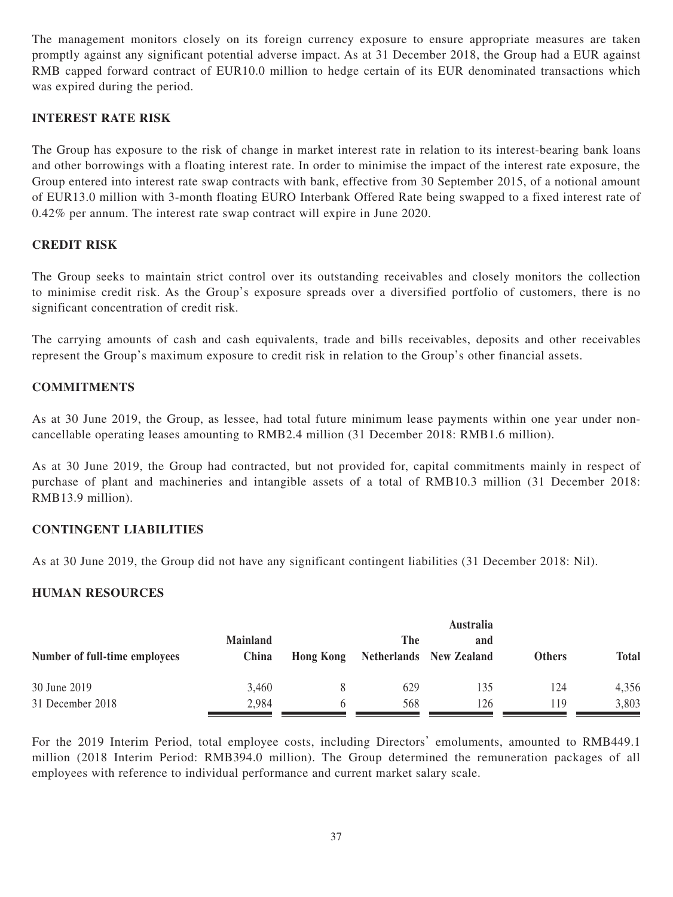The management monitors closely on its foreign currency exposure to ensure appropriate measures are taken promptly against any significant potential adverse impact. As at 31 December 2018, the Group had a EUR against RMB capped forward contract of EUR10.0 million to hedge certain of its EUR denominated transactions which was expired during the period.

## INTEREST RATE RISK

The Group has exposure to the risk of change in market interest rate in relation to its interest-bearing bank loans and other borrowings with a floating interest rate. In order to minimise the impact of the interest rate exposure, the Group entered into interest rate swap contracts with bank, effective from 30 September 2015, of a notional amount of EUR13.0 million with 3-month floating EURO Interbank Offered Rate being swapped to a fixed interest rate of 0.42% per annum. The interest rate swap contract will expire in June 2020.

## CREDIT RISK

The Group seeks to maintain strict control over its outstanding receivables and closely monitors the collection to minimise credit risk. As the Group's exposure spreads over a diversified portfolio of customers, there is no significant concentration of credit risk.

The carrying amounts of cash and cash equivalents, trade and bills receivables, deposits and other receivables represent the Group's maximum exposure to credit risk in relation to the Group's other financial assets.

## COMMITMENTS

As at 30 June 2019, the Group, as lessee, had total future minimum lease payments within one year under non-cancellable operating leases amounting to RMB2.4 million (31 December 2018: RMB1.6 million).

As at 30 June 2019, the Group had contracted, but not provided for, capital commitments mainly in respect of purchase of plant and machineries and intangible assets of a total of RMB10.3 million (31 December 2018: RMB13.9 million).

## CONTINGENT LIABILITIES

As at 30 June 2019, the Group did not have any significant contingent liabilities (31 December 2018: Nil).

## HUMAN RESOURCES

| Number of full-time employees | Mainland China | Hong Kong | The Netherlands | Australia and New Zealand | Others | Total |
|---|---|---|---|---|---|---|
| 30 June 2019 | 3,460 | 8 | 629 | 135 | 124 | 4,356 |
| 31 December 2018 | 2,984 | 6 | 568 | 126 | 119 | 3,803 |

For the 2019 Interim Period, total employee costs, including Directors' emoluments, amounted to RMB449.1 million (2018 Interim Period: RMB394.0 million). The Group determined the remuneration packages of all employees with reference to individual performance and current market salary scale.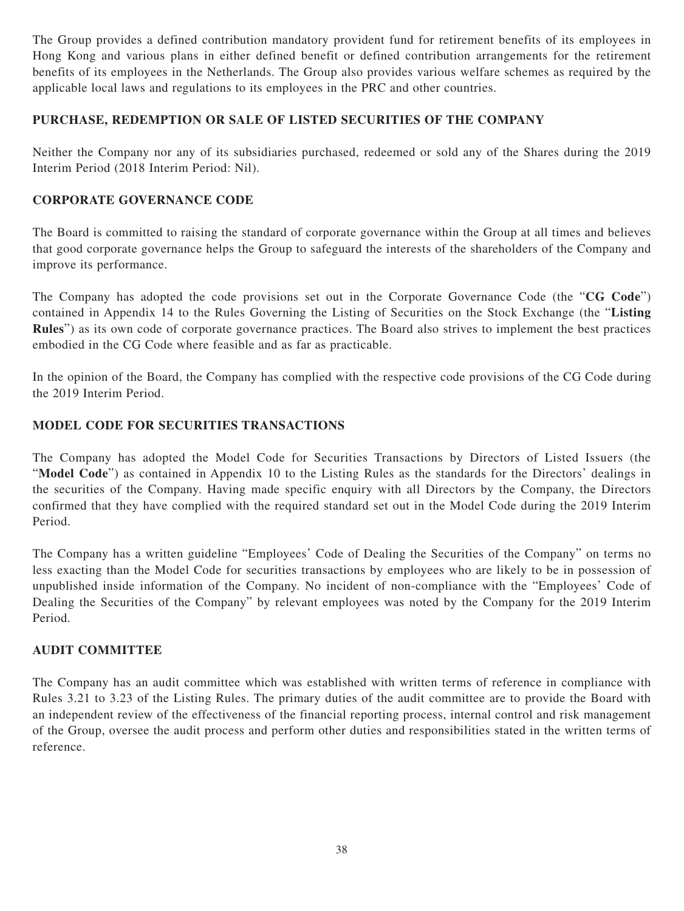The Group provides a defined contribution mandatory provident fund for retirement benefits of its employees in Hong Kong and various plans in either defined benefit or defined contribution arrangements for the retirement benefits of its employees in the Netherlands. The Group also provides various welfare schemes as required by the applicable local laws and regulations to its employees in the PRC and other countries.

## PURCHASE, REDEMPTION OR SALE OF LISTED SECURITIES OF THE COMPANY

Neither the Company nor any of its subsidiaries purchased, redeemed or sold any of the Shares during the 2019 Interim Period (2018 Interim Period: Nil).

## CORPORATE GOVERNANCE CODE

The Board is committed to raising the standard of corporate governance within the Group at all times and believes that good corporate governance helps the Group to safeguard the interests of the shareholders of the Company and improve its performance.

The Company has adopted the code provisions set out in the Corporate Governance Code (the "**CG Code**") contained in Appendix 14 to the Rules Governing the Listing of Securities on the Stock Exchange (the "**Listing Rules**") as its own code of corporate governance practices. The Board also strives to implement the best practices embodied in the CG Code where feasible and as far as practicable.

In the opinion of the Board, the Company has complied with the respective code provisions of the CG Code during the 2019 Interim Period.

## MODEL CODE FOR SECURITIES TRANSACTIONS

The Company has adopted the Model Code for Securities Transactions by Directors of Listed Issuers (the "**Model Code**") as contained in Appendix 10 to the Listing Rules as the standards for the Directors' dealings in the securities of the Company. Having made specific enquiry with all Directors by the Company, the Directors confirmed that they have complied with the required standard set out in the Model Code during the 2019 Interim Period.

The Company has a written guideline "Employees' Code of Dealing the Securities of the Company" on terms no less exacting than the Model Code for securities transactions by employees who are likely to be in possession of unpublished inside information of the Company. No incident of non-compliance with the "Employees' Code of Dealing the Securities of the Company" by relevant employees was noted by the Company for the 2019 Interim Period.

## AUDIT COMMITTEE

The Company has an audit committee which was established with written terms of reference in compliance with Rules 3.21 to 3.23 of the Listing Rules. The primary duties of the audit committee are to provide the Board with an independent review of the effectiveness of the financial reporting process, internal control and risk management of the Group, oversee the audit process and perform other duties and responsibilities stated in the written terms of reference.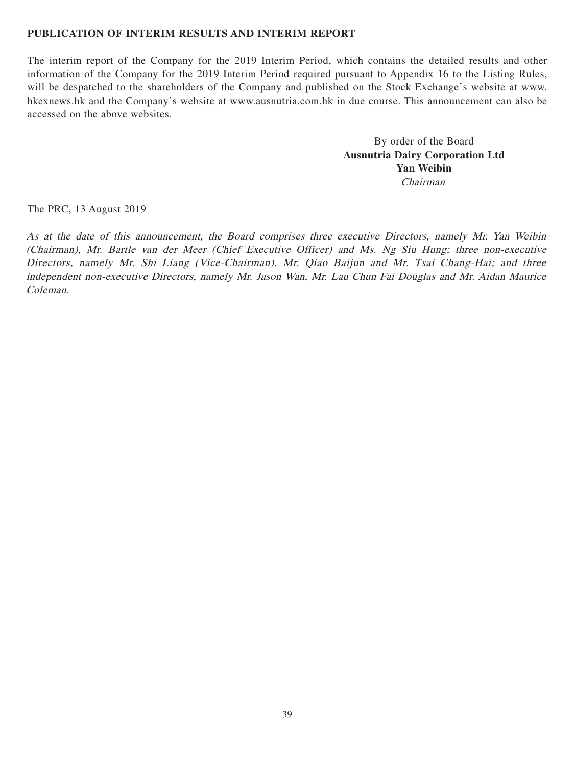**PUBLICATION OF INTERIM RESULTS AND INTERIM REPORT**

The interim report of the Company for the 2019 Interim Period, which contains the detailed results and other information of the Company for the 2019 Interim Period required pursuant to Appendix 16 to the Listing Rules, will be despatched to the shareholders of the Company and published on the Stock Exchange's website at www.hkexnews.hk and the Company's website at www.ausnutria.com.hk in due course. This announcement can also be accessed on the above websites.

By order of the Board
**Ausnutria Dairy Corporation Ltd**
**Yan Weibin**
*Chairman*

The PRC, 13 August 2019

*As at the date of this announcement, the Board comprises three executive Directors, namely Mr. Yan Weibin (Chairman), Mr. Bartle van der Meer (Chief Executive Officer) and Ms. Ng Siu Hung; three non-executive Directors, namely Mr. Shi Liang (Vice-Chairman), Mr. Qiao Baijun and Mr. Tsai Chang-Hai; and three independent non-executive Directors, namely Mr. Jason Wan, Mr. Lau Chun Fai Douglas and Mr. Aidan Maurice Coleman.*